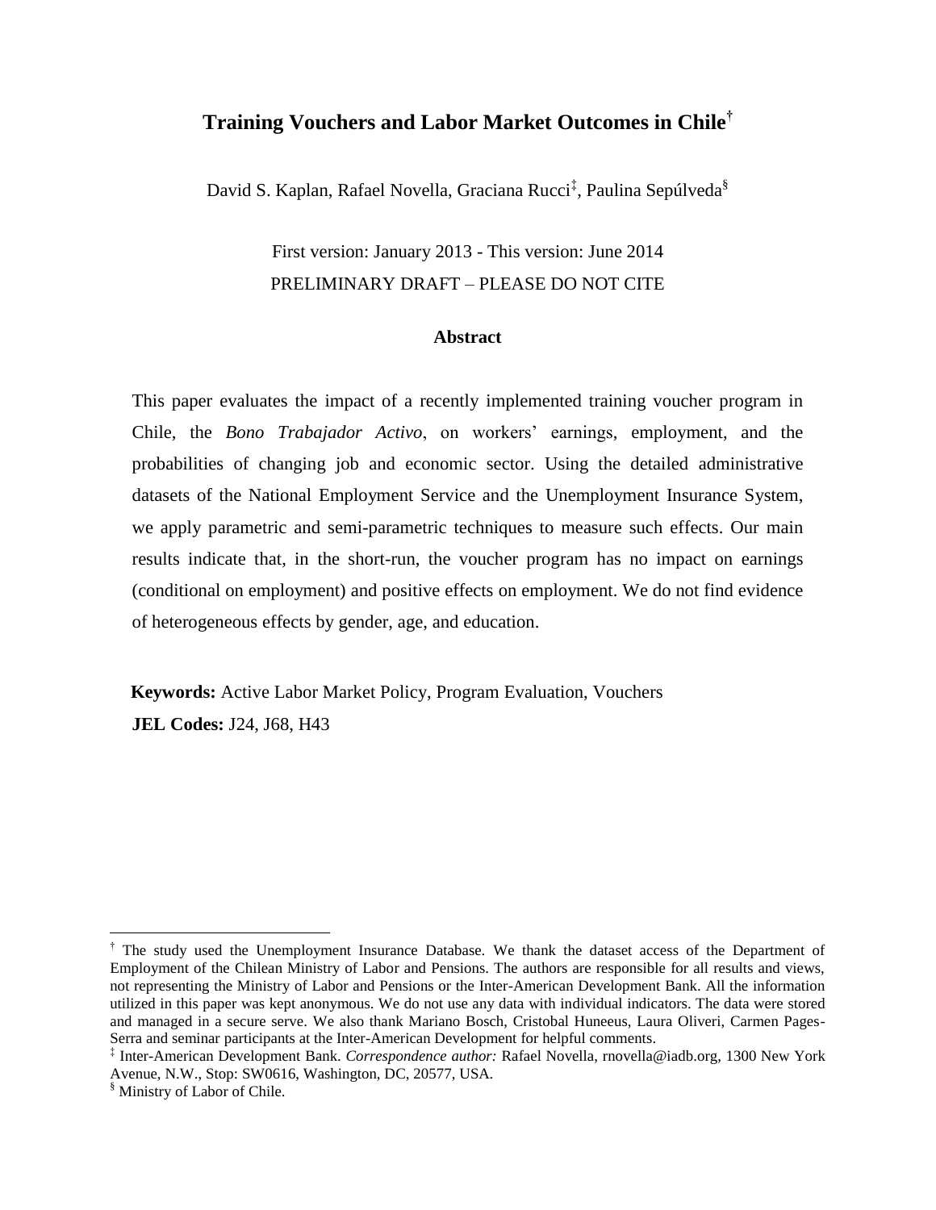# Training Vouchers and Labor Market Outcomes in Chile[†]

David S. Kaplan, Rafael Novella, Graciana Rucci[‡], Paulina Sepúlveda[§]

First version: January 2013 - This version: June 2014

PRELIMINARY DRAFT – PLEASE DO NOT CITE

## Abstract

This paper evaluates the impact of a recently implemented training voucher program in Chile, the *Bono Trabajador Activo*, on workers' earnings, employment, and the probabilities of changing job and economic sector. Using the detailed administrative datasets of the National Employment Service and the Unemployment Insurance System, we apply parametric and semi-parametric techniques to measure such effects. Our main results indicate that, in the short-run, the voucher program has no impact on earnings (conditional on employment) and positive effects on employment. We do not find evidence of heterogeneous effects by gender, age, and education.

**Keywords:** Active Labor Market Policy, Program Evaluation, Vouchers

**JEL Codes:** J24, J68, H43

---

[†] The study used the Unemployment Insurance Database. We thank the dataset access of the Department of Employment of the Chilean Ministry of Labor and Pensions. The authors are responsible for all results and views, not representing the Ministry of Labor and Pensions or the Inter-American Development Bank. All the information utilized in this paper was kept anonymous. We do not use any data with individual indicators. The data were stored and managed in a secure serve. We also thank Mariano Bosch, Cristobal Huneeus, Laura Oliveri, Carmen Pages-Serra and seminar participants at the Inter-American Development for helpful comments.

[‡] Inter-American Development Bank. *Correspondence author:* Rafael Novella, rnovella@iadb.org, 1300 New York Avenue, N.W., Stop: SW0616, Washington, DC, 20577, USA.

[§] Ministry of Labor of Chile.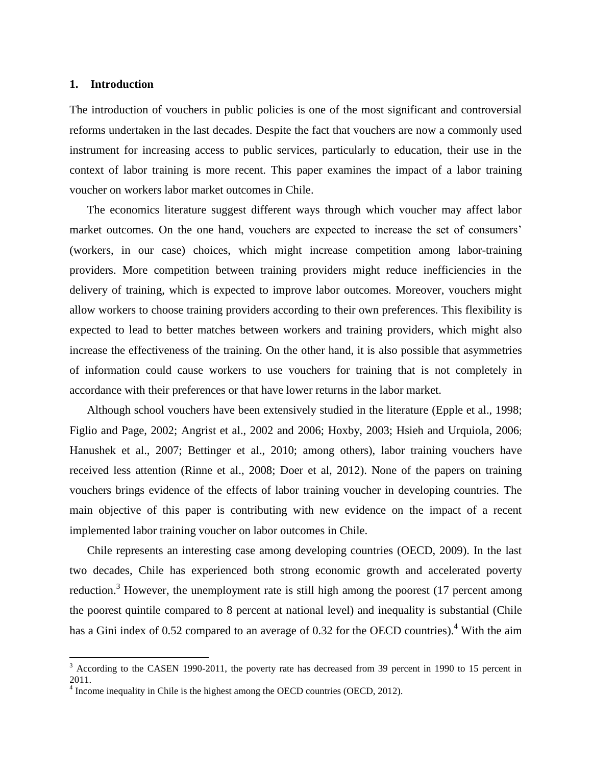## 1. Introduction

The introduction of vouchers in public policies is one of the most significant and controversial reforms undertaken in the last decades. Despite the fact that vouchers are now a commonly used instrument for increasing access to public services, particularly to education, their use in the context of labor training is more recent. This paper examines the impact of a labor training voucher on workers labor market outcomes in Chile.

The economics literature suggest different ways through which voucher may affect labor market outcomes. On the one hand, vouchers are expected to increase the set of consumers' (workers, in our case) choices, which might increase competition among labor-training providers. More competition between training providers might reduce inefficiencies in the delivery of training, which is expected to improve labor outcomes. Moreover, vouchers might allow workers to choose training providers according to their own preferences. This flexibility is expected to lead to better matches between workers and training providers, which might also increase the effectiveness of the training. On the other hand, it is also possible that asymmetries of information could cause workers to use vouchers for training that is not completely in accordance with their preferences or that have lower returns in the labor market.

Although school vouchers have been extensively studied in the literature (Epple et al., 1998; Figlio and Page, 2002; Angrist et al., 2002 and 2006; Hoxby, 2003; Hsieh and Urquiola, 2006; Hanushek et al., 2007; Bettinger et al., 2010; among others), labor training vouchers have received less attention (Rinne et al., 2008; Doer et al, 2012). None of the papers on training vouchers brings evidence of the effects of labor training voucher in developing countries. The main objective of this paper is contributing with new evidence on the impact of a recent implemented labor training voucher on labor outcomes in Chile.

Chile represents an interesting case among developing countries (OECD, 2009). In the last two decades, Chile has experienced both strong economic growth and accelerated poverty reduction.[3] However, the unemployment rate is still high among the poorest (17 percent among the poorest quintile compared to 8 percent at national level) and inequality is substantial (Chile has a Gini index of 0.52 compared to an average of 0.32 for the OECD countries).[4] With the aim

[3] According to the CASEN 1990-2011, the poverty rate has decreased from 39 percent in 1990 to 15 percent in 2011.

[4] Income inequality in Chile is the highest among the OECD countries (OECD, 2012).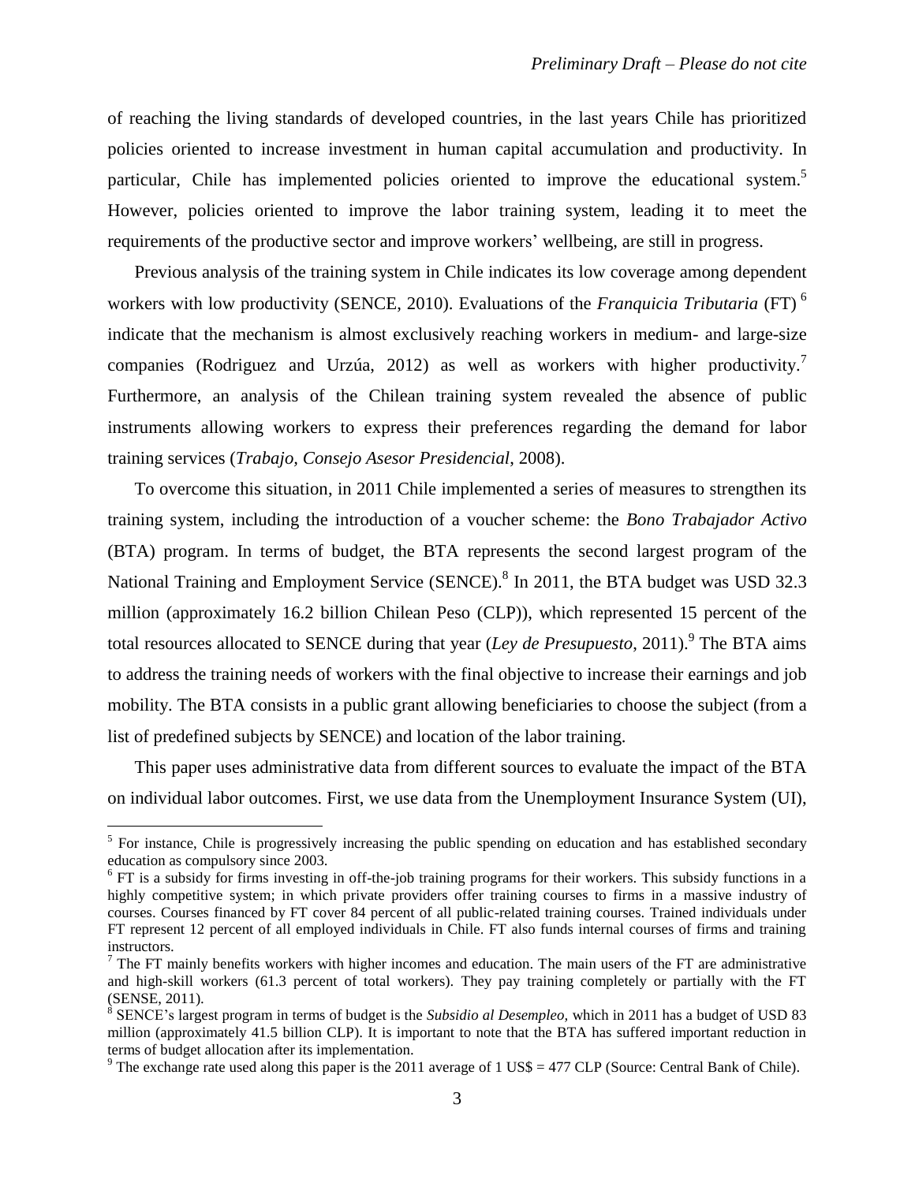of reaching the living standards of developed countries, in the last years Chile has prioritized policies oriented to increase investment in human capital accumulation and productivity. In particular, Chile has implemented policies oriented to improve the educational system.[5] However, policies oriented to improve the labor training system, leading it to meet the requirements of the productive sector and improve workers' wellbeing, are still in progress.

Previous analysis of the training system in Chile indicates its low coverage among dependent workers with low productivity (SENCE, 2010). Evaluations of the *Franquicia Tributaria* (FT) [6] indicate that the mechanism is almost exclusively reaching workers in medium- and large-size companies (Rodriguez and Urzúa, 2012) as well as workers with higher productivity.[7] Furthermore, an analysis of the Chilean training system revealed the absence of public instruments allowing workers to express their preferences regarding the demand for labor training services (*Trabajo, Consejo Asesor Presidencial*, 2008).

To overcome this situation, in 2011 Chile implemented a series of measures to strengthen its training system, including the introduction of a voucher scheme: the *Bono Trabajador Activo* (BTA) program. In terms of budget, the BTA represents the second largest program of the National Training and Employment Service (SENCE).[8] In 2011, the BTA budget was USD 32.3 million (approximately 16.2 billion Chilean Peso (CLP)), which represented 15 percent of the total resources allocated to SENCE during that year (*Ley de Presupuesto*, 2011).[9] The BTA aims to address the training needs of workers with the final objective to increase their earnings and job mobility. The BTA consists in a public grant allowing beneficiaries to choose the subject (from a list of predefined subjects by SENCE) and location of the labor training.

This paper uses administrative data from different sources to evaluate the impact of the BTA on individual labor outcomes. First, we use data from the Unemployment Insurance System (UI),

---

[5] For instance, Chile is progressively increasing the public spending on education and has established secondary education as compulsory since 2003.

[6] FT is a subsidy for firms investing in off-the-job training programs for their workers. This subsidy functions in a highly competitive system; in which private providers offer training courses to firms in a massive industry of courses. Courses financed by FT cover 84 percent of all public-related training courses. Trained individuals under FT represent 12 percent of all employed individuals in Chile. FT also funds internal courses of firms and training instructors.

[7] The FT mainly benefits workers with higher incomes and education. The main users of the FT are administrative and high-skill workers (61.3 percent of total workers). They pay training completely or partially with the FT (SENSE, 2011).

[8] SENCE's largest program in terms of budget is the *Subsidio al Desempleo,* which in 2011 has a budget of USD 83 million (approximately 41.5 billion CLP). It is important to note that the BTA has suffered important reduction in terms of budget allocation after its implementation.

[9] The exchange rate used along this paper is the 2011 average of 1 US$ = 477 CLP (Source: Central Bank of Chile).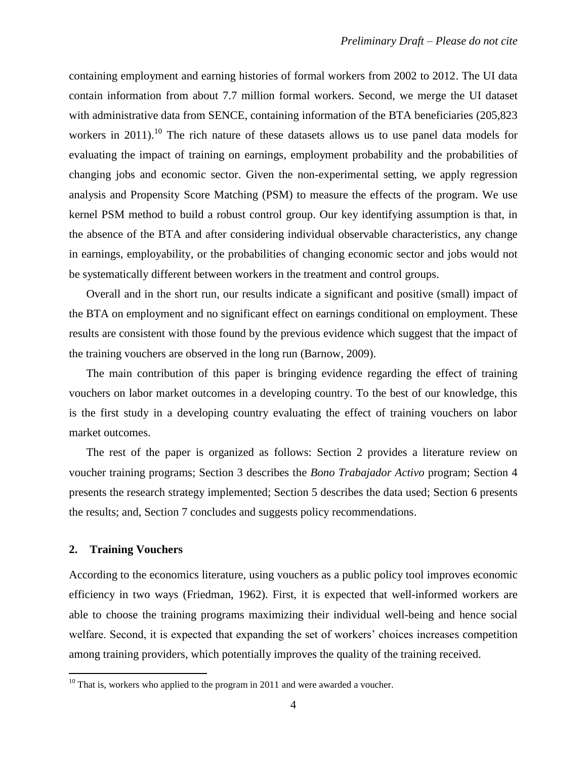containing employment and earning histories of formal workers from 2002 to 2012. The UI data contain information from about 7.7 million formal workers. Second, we merge the UI dataset with administrative data from SENCE, containing information of the BTA beneficiaries (205,823 workers in 2011).[10] The rich nature of these datasets allows us to use panel data models for evaluating the impact of training on earnings, employment probability and the probabilities of changing jobs and economic sector. Given the non-experimental setting, we apply regression analysis and Propensity Score Matching (PSM) to measure the effects of the program. We use kernel PSM method to build a robust control group. Our key identifying assumption is that, in the absence of the BTA and after considering individual observable characteristics, any change in earnings, employability, or the probabilities of changing economic sector and jobs would not be systematically different between workers in the treatment and control groups.

Overall and in the short run, our results indicate a significant and positive (small) impact of the BTA on employment and no significant effect on earnings conditional on employment. These results are consistent with those found by the previous evidence which suggest that the impact of the training vouchers are observed in the long run (Barnow, 2009).

The main contribution of this paper is bringing evidence regarding the effect of training vouchers on labor market outcomes in a developing country. To the best of our knowledge, this is the first study in a developing country evaluating the effect of training vouchers on labor market outcomes.

The rest of the paper is organized as follows: Section 2 provides a literature review on voucher training programs; Section 3 describes the *Bono Trabajador Activo* program; Section 4 presents the research strategy implemented; Section 5 describes the data used; Section 6 presents the results; and, Section 7 concludes and suggests policy recommendations.

## 2. Training Vouchers

According to the economics literature, using vouchers as a public policy tool improves economic efficiency in two ways (Friedman, 1962). First, it is expected that well-informed workers are able to choose the training programs maximizing their individual well-being and hence social welfare. Second, it is expected that expanding the set of workers' choices increases competition among training providers, which potentially improves the quality of the training received.

[10] That is, workers who applied to the program in 2011 and were awarded a voucher.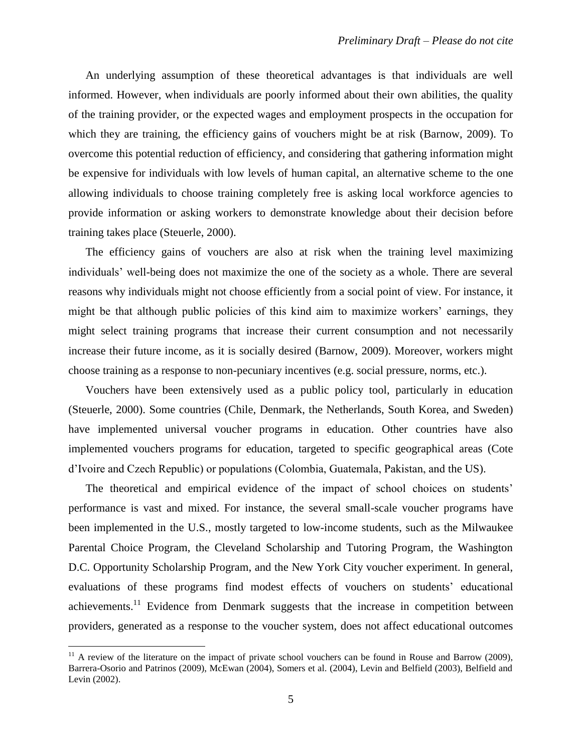An underlying assumption of these theoretical advantages is that individuals are well informed. However, when individuals are poorly informed about their own abilities, the quality of the training provider, or the expected wages and employment prospects in the occupation for which they are training, the efficiency gains of vouchers might be at risk (Barnow, 2009). To overcome this potential reduction of efficiency, and considering that gathering information might be expensive for individuals with low levels of human capital, an alternative scheme to the one allowing individuals to choose training completely free is asking local workforce agencies to provide information or asking workers to demonstrate knowledge about their decision before training takes place (Steuerle, 2000).

The efficiency gains of vouchers are also at risk when the training level maximizing individuals' well-being does not maximize the one of the society as a whole. There are several reasons why individuals might not choose efficiently from a social point of view. For instance, it might be that although public policies of this kind aim to maximize workers' earnings, they might select training programs that increase their current consumption and not necessarily increase their future income, as it is socially desired (Barnow, 2009). Moreover, workers might choose training as a response to non-pecuniary incentives (e.g. social pressure, norms, etc.).

Vouchers have been extensively used as a public policy tool, particularly in education (Steuerle, 2000). Some countries (Chile, Denmark, the Netherlands, South Korea, and Sweden) have implemented universal voucher programs in education. Other countries have also implemented vouchers programs for education, targeted to specific geographical areas (Cote d'Ivoire and Czech Republic) or populations (Colombia, Guatemala, Pakistan, and the US).

The theoretical and empirical evidence of the impact of school choices on students' performance is vast and mixed. For instance, the several small-scale voucher programs have been implemented in the U.S., mostly targeted to low-income students, such as the Milwaukee Parental Choice Program, the Cleveland Scholarship and Tutoring Program, the Washington D.C. Opportunity Scholarship Program, and the New York City voucher experiment. In general, evaluations of these programs find modest effects of vouchers on students' educational achievements.[11] Evidence from Denmark suggests that the increase in competition between providers, generated as a response to the voucher system, does not affect educational outcomes

[11] A review of the literature on the impact of private school vouchers can be found in Rouse and Barrow (2009), Barrera-Osorio and Patrinos (2009), McEwan (2004), Somers et al. (2004), Levin and Belfield (2003), Belfield and Levin (2002).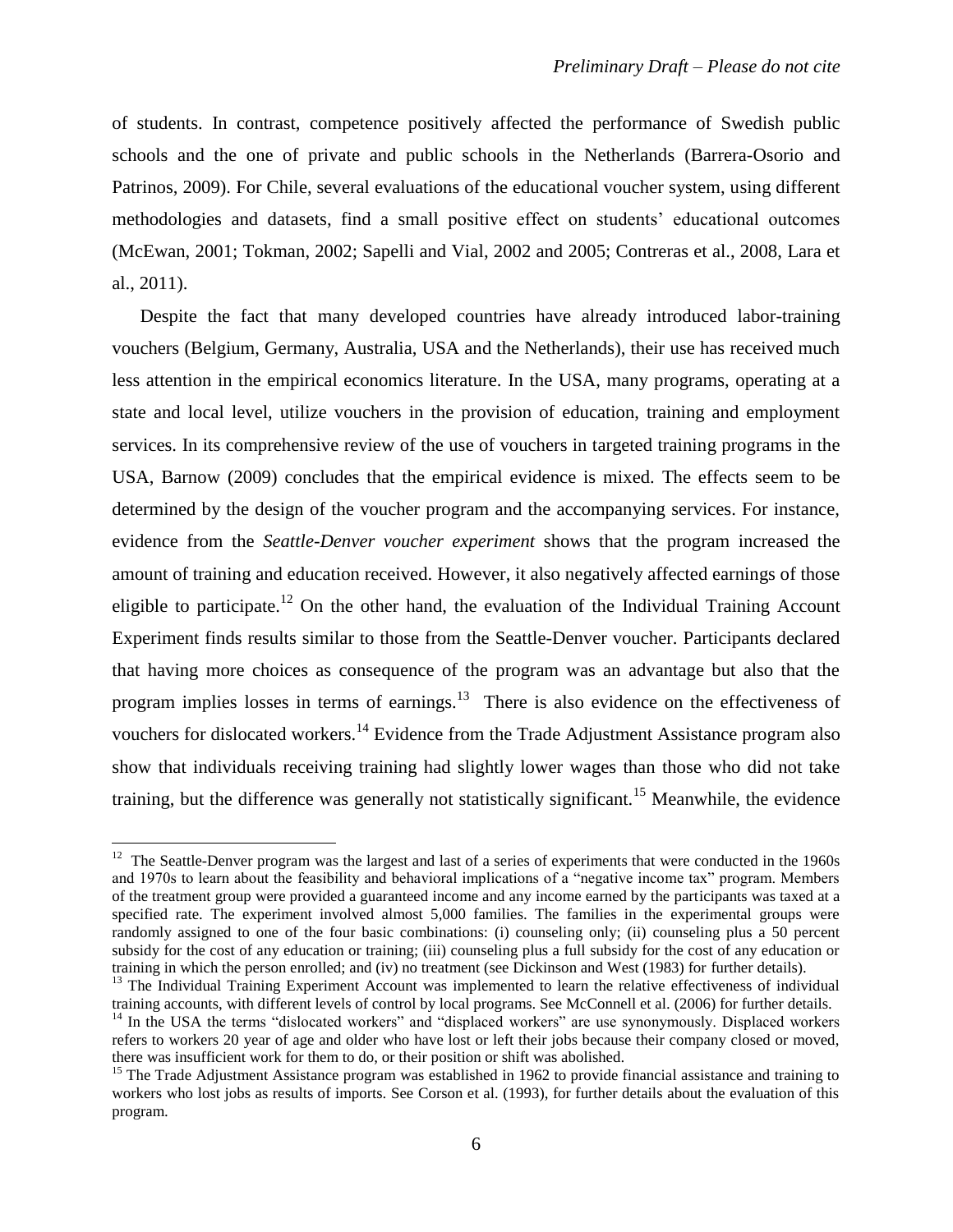of students. In contrast, competence positively affected the performance of Swedish public schools and the one of private and public schools in the Netherlands (Barrera-Osorio and Patrinos, 2009). For Chile, several evaluations of the educational voucher system, using different methodologies and datasets, find a small positive effect on students' educational outcomes (McEwan, 2001; Tokman, 2002; Sapelli and Vial, 2002 and 2005; Contreras et al., 2008, Lara et al., 2011).

Despite the fact that many developed countries have already introduced labor-training vouchers (Belgium, Germany, Australia, USA and the Netherlands), their use has received much less attention in the empirical economics literature. In the USA, many programs, operating at a state and local level, utilize vouchers in the provision of education, training and employment services. In its comprehensive review of the use of vouchers in targeted training programs in the USA, Barnow (2009) concludes that the empirical evidence is mixed. The effects seem to be determined by the design of the voucher program and the accompanying services. For instance, evidence from the *Seattle-Denver voucher experiment* shows that the program increased the amount of training and education received. However, it also negatively affected earnings of those eligible to participate.[12] On the other hand, the evaluation of the Individual Training Account Experiment finds results similar to those from the Seattle-Denver voucher. Participants declared that having more choices as consequence of the program was an advantage but also that the program implies losses in terms of earnings.[13] There is also evidence on the effectiveness of vouchers for dislocated workers.[14] Evidence from the Trade Adjustment Assistance program also show that individuals receiving training had slightly lower wages than those who did not take training, but the difference was generally not statistically significant.[15] Meanwhile, the evidence

---

[12] The Seattle-Denver program was the largest and last of a series of experiments that were conducted in the 1960s and 1970s to learn about the feasibility and behavioral implications of a "negative income tax" program. Members of the treatment group were provided a guaranteed income and any income earned by the participants was taxed at a specified rate. The experiment involved almost 5,000 families. The families in the experimental groups were randomly assigned to one of the four basic combinations: (i) counseling only; (ii) counseling plus a 50 percent subsidy for the cost of any education or training; (iii) counseling plus a full subsidy for the cost of any education or training in which the person enrolled; and (iv) no treatment (see Dickinson and West (1983) for further details).

[13] The Individual Training Experiment Account was implemented to learn the relative effectiveness of individual training accounts, with different levels of control by local programs. See McConnell et al. (2006) for further details.

[14] In the USA the terms "dislocated workers" and "displaced workers" are use synonymously. Displaced workers refers to workers 20 year of age and older who have lost or left their jobs because their company closed or moved, there was insufficient work for them to do, or their position or shift was abolished.

[15] The Trade Adjustment Assistance program was established in 1962 to provide financial assistance and training to workers who lost jobs as results of imports. See Corson et al. (1993), for further details about the evaluation of this program.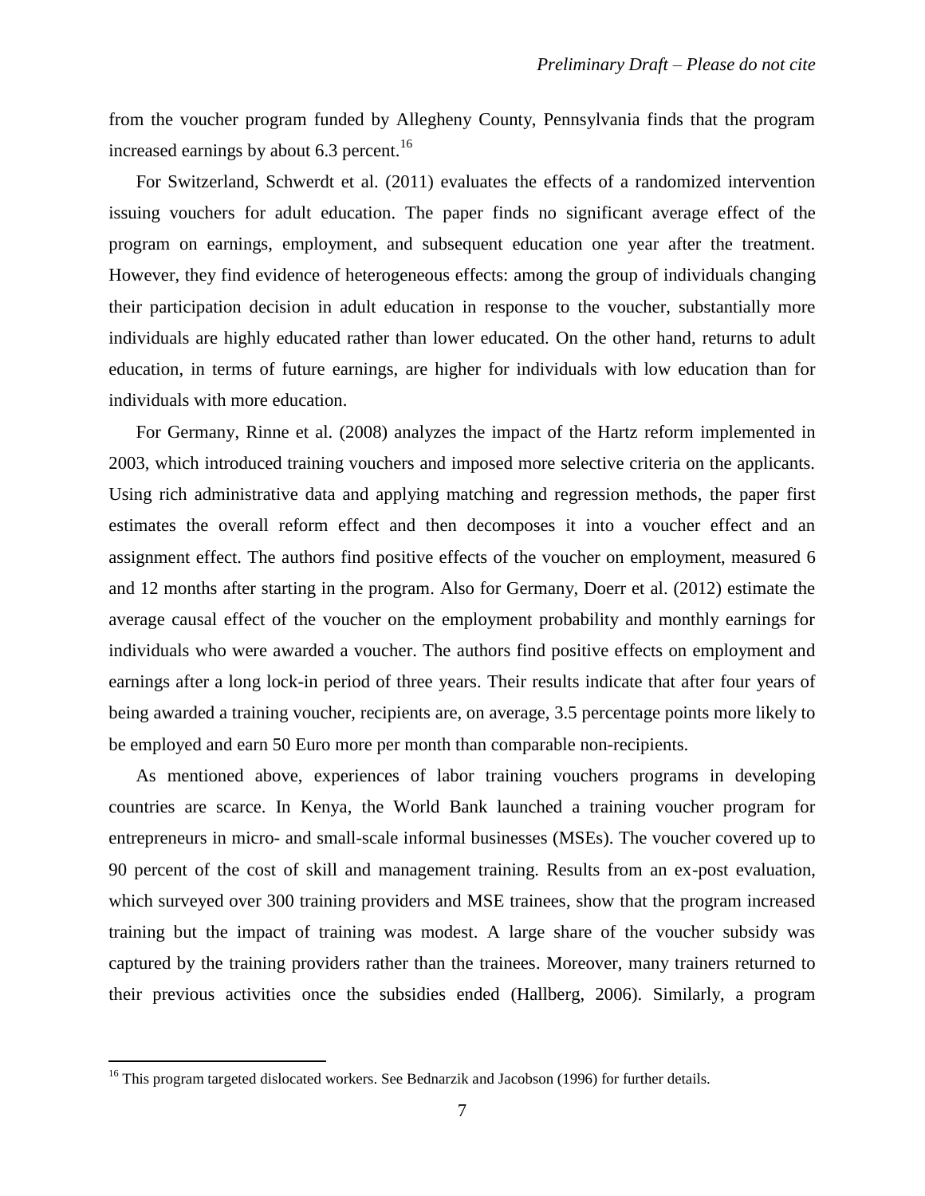from the voucher program funded by Allegheny County, Pennsylvania finds that the program increased earnings by about 6.3 percent.[16]

For Switzerland, Schwerdt et al. (2011) evaluates the effects of a randomized intervention issuing vouchers for adult education. The paper finds no significant average effect of the program on earnings, employment, and subsequent education one year after the treatment. However, they find evidence of heterogeneous effects: among the group of individuals changing their participation decision in adult education in response to the voucher, substantially more individuals are highly educated rather than lower educated. On the other hand, returns to adult education, in terms of future earnings, are higher for individuals with low education than for individuals with more education.

For Germany, Rinne et al. (2008) analyzes the impact of the Hartz reform implemented in 2003, which introduced training vouchers and imposed more selective criteria on the applicants. Using rich administrative data and applying matching and regression methods, the paper first estimates the overall reform effect and then decomposes it into a voucher effect and an assignment effect. The authors find positive effects of the voucher on employment, measured 6 and 12 months after starting in the program. Also for Germany, Doerr et al. (2012) estimate the average causal effect of the voucher on the employment probability and monthly earnings for individuals who were awarded a voucher. The authors find positive effects on employment and earnings after a long lock-in period of three years. Their results indicate that after four years of being awarded a training voucher, recipients are, on average, 3.5 percentage points more likely to be employed and earn 50 Euro more per month than comparable non-recipients.

As mentioned above, experiences of labor training vouchers programs in developing countries are scarce. In Kenya, the World Bank launched a training voucher program for entrepreneurs in micro- and small-scale informal businesses (MSEs). The voucher covered up to 90 percent of the cost of skill and management training. Results from an ex-post evaluation, which surveyed over 300 training providers and MSE trainees, show that the program increased training but the impact of training was modest. A large share of the voucher subsidy was captured by the training providers rather than the trainees. Moreover, many trainers returned to their previous activities once the subsidies ended (Hallberg, 2006). Similarly, a program

[16] This program targeted dislocated workers. See Bednarzik and Jacobson (1996) for further details.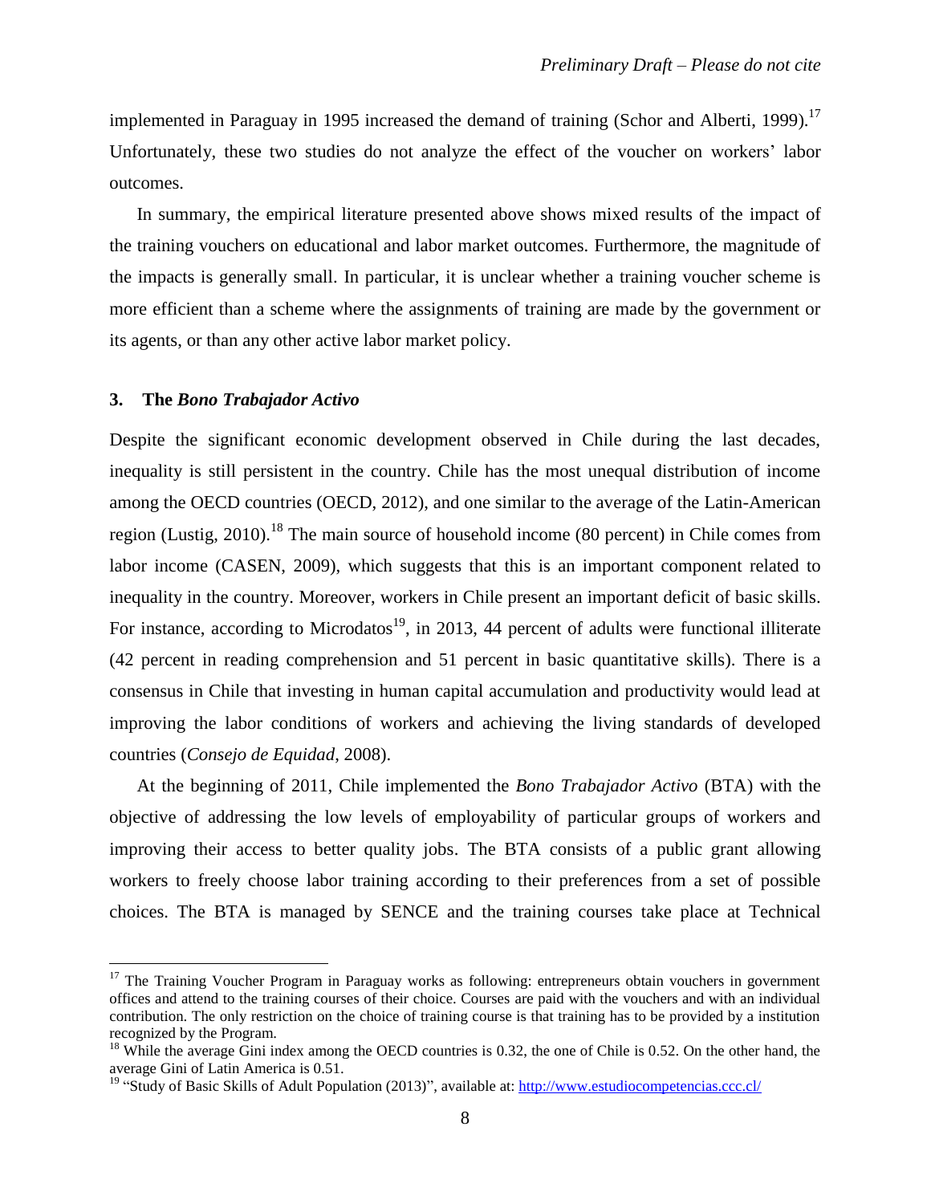implemented in Paraguay in 1995 increased the demand of training (Schor and Alberti, 1999).[17] Unfortunately, these two studies do not analyze the effect of the voucher on workers' labor outcomes.

In summary, the empirical literature presented above shows mixed results of the impact of the training vouchers on educational and labor market outcomes. Furthermore, the magnitude of the impacts is generally small. In particular, it is unclear whether a training voucher scheme is more efficient than a scheme where the assignments of training are made by the government or its agents, or than any other active labor market policy.

## 3. The *Bono Trabajador Activo*

Despite the significant economic development observed in Chile during the last decades, inequality is still persistent in the country. Chile has the most unequal distribution of income among the OECD countries (OECD, 2012), and one similar to the average of the Latin-American region (Lustig, 2010).[18] The main source of household income (80 percent) in Chile comes from labor income (CASEN, 2009), which suggests that this is an important component related to inequality in the country. Moreover, workers in Chile present an important deficit of basic skills. For instance, according to Microdatos[19], in 2013, 44 percent of adults were functional illiterate (42 percent in reading comprehension and 51 percent in basic quantitative skills). There is a consensus in Chile that investing in human capital accumulation and productivity would lead at improving the labor conditions of workers and achieving the living standards of developed countries (*Consejo de Equidad*, 2008).

At the beginning of 2011, Chile implemented the *Bono Trabajador Activo* (BTA) with the objective of addressing the low levels of employability of particular groups of workers and improving their access to better quality jobs. The BTA consists of a public grant allowing workers to freely choose labor training according to their preferences from a set of possible choices. The BTA is managed by SENCE and the training courses take place at Technical

---

[17] The Training Voucher Program in Paraguay works as following: entrepreneurs obtain vouchers in government offices and attend to the training courses of their choice. Courses are paid with the vouchers and with an individual contribution. The only restriction on the choice of training course is that training has to be provided by a institution recognized by the Program.

[18] While the average Gini index among the OECD countries is 0.32, the one of Chile is 0.52. On the other hand, the average Gini of Latin America is 0.51.

[19] "Study of Basic Skills of Adult Population (2013)", available at: http://www.estudiocompetencias.ccc.cl/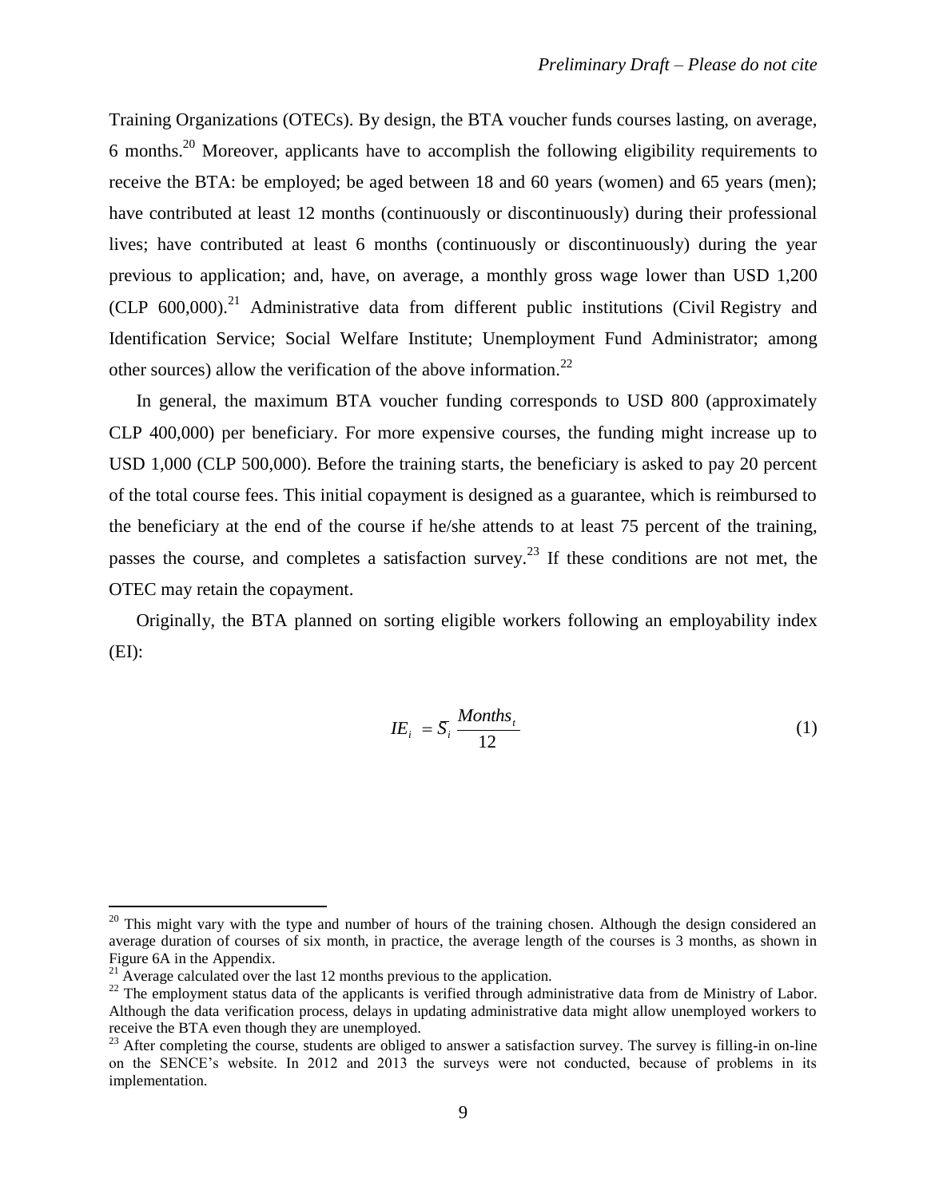Training Organizations (OTECs). By design, the BTA voucher funds courses lasting, on average, 6 months.[20] Moreover, applicants have to accomplish the following eligibility requirements to receive the BTA: be employed; be aged between 18 and 60 years (women) and 65 years (men); have contributed at least 12 months (continuously or discontinuously) during their professional lives; have contributed at least 6 months (continuously or discontinuously) during the year previous to application; and, have, on average, a monthly gross wage lower than USD 1,200 (CLP 600,000).[21] Administrative data from different public institutions (Civil Registry and Identification Service; Social Welfare Institute; Unemployment Fund Administrator; among other sources) allow the verification of the above information.[22]

In general, the maximum BTA voucher funding corresponds to USD 800 (approximately CLP 400,000) per beneficiary. For more expensive courses, the funding might increase up to USD 1,000 (CLP 500,000). Before the training starts, the beneficiary is asked to pay 20 percent of the total course fees. This initial copayment is designed as a guarantee, which is reimbursed to the beneficiary at the end of the course if he/she attends to at least 75 percent of the training, passes the course, and completes a satisfaction survey.[23] If these conditions are not met, the OTEC may retain the copayment.

Originally, the BTA planned on sorting eligible workers following an employability index (EI):

$$IE_i = \overline{S}_i \frac{Months_t}{12} \tag{1}$$

---

[20] This might vary with the type and number of hours of the training chosen. Although the design considered an average duration of courses of six month, in practice, the average length of the courses is 3 months, as shown in Figure 6A in the Appendix.

[21] Average calculated over the last 12 months previous to the application.

[22] The employment status data of the applicants is verified through administrative data from de Ministry of Labor. Although the data verification process, delays in updating administrative data might allow unemployed workers to receive the BTA even though they are unemployed.

[23] After completing the course, students are obliged to answer a satisfaction survey. The survey is filling-in on-line on the SENCE's website. In 2012 and 2013 the surveys were not conducted, because of problems in its implementation.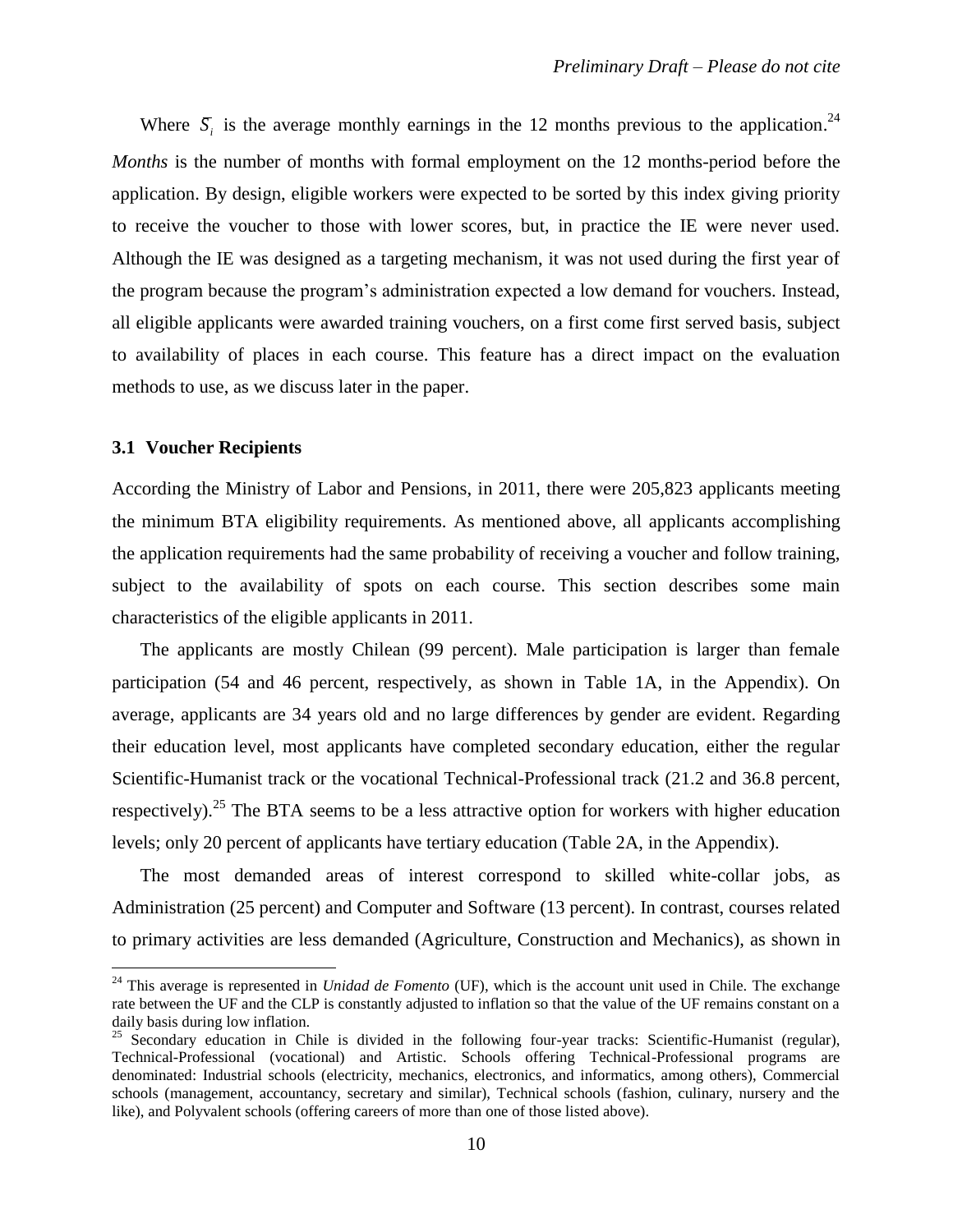Where $\bar{S}_i$ is the average monthly earnings in the 12 months previous to the application.[24] *Months* is the number of months with formal employment on the 12 months-period before the application. By design, eligible workers were expected to be sorted by this index giving priority to receive the voucher to those with lower scores, but, in practice the IE were never used. Although the IE was designed as a targeting mechanism, it was not used during the first year of the program because the program's administration expected a low demand for vouchers. Instead, all eligible applicants were awarded training vouchers, on a first come first served basis, subject to availability of places in each course. This feature has a direct impact on the evaluation methods to use, as we discuss later in the paper.

### 3.1 Voucher Recipients

According the Ministry of Labor and Pensions, in 2011, there were 205,823 applicants meeting the minimum BTA eligibility requirements. As mentioned above, all applicants accomplishing the application requirements had the same probability of receiving a voucher and follow training, subject to the availability of spots on each course. This section describes some main characteristics of the eligible applicants in 2011.

The applicants are mostly Chilean (99 percent). Male participation is larger than female participation (54 and 46 percent, respectively, as shown in Table 1A, in the Appendix). On average, applicants are 34 years old and no large differences by gender are evident. Regarding their education level, most applicants have completed secondary education, either the regular Scientific-Humanist track or the vocational Technical-Professional track (21.2 and 36.8 percent, respectively).[25] The BTA seems to be a less attractive option for workers with higher education levels; only 20 percent of applicants have tertiary education (Table 2A, in the Appendix).

The most demanded areas of interest correspond to skilled white-collar jobs, as Administration (25 percent) and Computer and Software (13 percent). In contrast, courses related to primary activities are less demanded (Agriculture, Construction and Mechanics), as shown in

---

[24] This average is represented in *Unidad de Fomento* (UF), which is the account unit used in Chile. The exchange rate between the UF and the CLP is constantly adjusted to inflation so that the value of the UF remains constant on a daily basis during low inflation.

[25] Secondary education in Chile is divided in the following four-year tracks: Scientific-Humanist (regular), Technical-Professional (vocational) and Artistic. Schools offering Technical-Professional programs are denominated: Industrial schools (electricity, mechanics, electronics, and informatics, among others), Commercial schools (management, accountancy, secretary and similar), Technical schools (fashion, culinary, nursery and the like), and Polyvalent schools (offering careers of more than one of those listed above).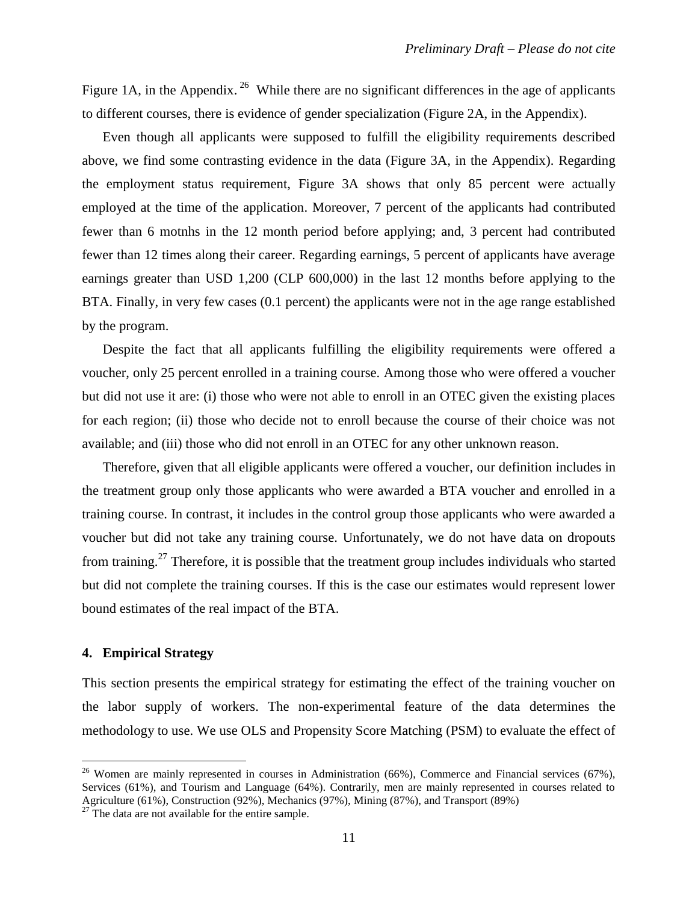Figure 1A, in the Appendix.[26] While there are no significant differences in the age of applicants to different courses, there is evidence of gender specialization (Figure 2A, in the Appendix).

Even though all applicants were supposed to fulfill the eligibility requirements described above, we find some contrasting evidence in the data (Figure 3A, in the Appendix). Regarding the employment status requirement, Figure 3A shows that only 85 percent were actually employed at the time of the application. Moreover, 7 percent of the applicants had contributed fewer than 6 motnhs in the 12 month period before applying; and, 3 percent had contributed fewer than 12 times along their career. Regarding earnings, 5 percent of applicants have average earnings greater than USD 1,200 (CLP 600,000) in the last 12 months before applying to the BTA. Finally, in very few cases (0.1 percent) the applicants were not in the age range established by the program.

Despite the fact that all applicants fulfilling the eligibility requirements were offered a voucher, only 25 percent enrolled in a training course. Among those who were offered a voucher but did not use it are: (i) those who were not able to enroll in an OTEC given the existing places for each region; (ii) those who decide not to enroll because the course of their choice was not available; and (iii) those who did not enroll in an OTEC for any other unknown reason.

Therefore, given that all eligible applicants were offered a voucher, our definition includes in the treatment group only those applicants who were awarded a BTA voucher and enrolled in a training course. In contrast, it includes in the control group those applicants who were awarded a voucher but did not take any training course. Unfortunately, we do not have data on dropouts from training.[27] Therefore, it is possible that the treatment group includes individuals who started but did not complete the training courses. If this is the case our estimates would represent lower bound estimates of the real impact of the BTA.

## 4. Empirical Strategy

This section presents the empirical strategy for estimating the effect of the training voucher on the labor supply of workers. The non-experimental feature of the data determines the methodology to use. We use OLS and Propensity Score Matching (PSM) to evaluate the effect of

---

[26] Women are mainly represented in courses in Administration (66%), Commerce and Financial services (67%), Services (61%), and Tourism and Language (64%). Contrarily, men are mainly represented in courses related to Agriculture (61%), Construction (92%), Mechanics (97%), Mining (87%), and Transport (89%)

[27] The data are not available for the entire sample.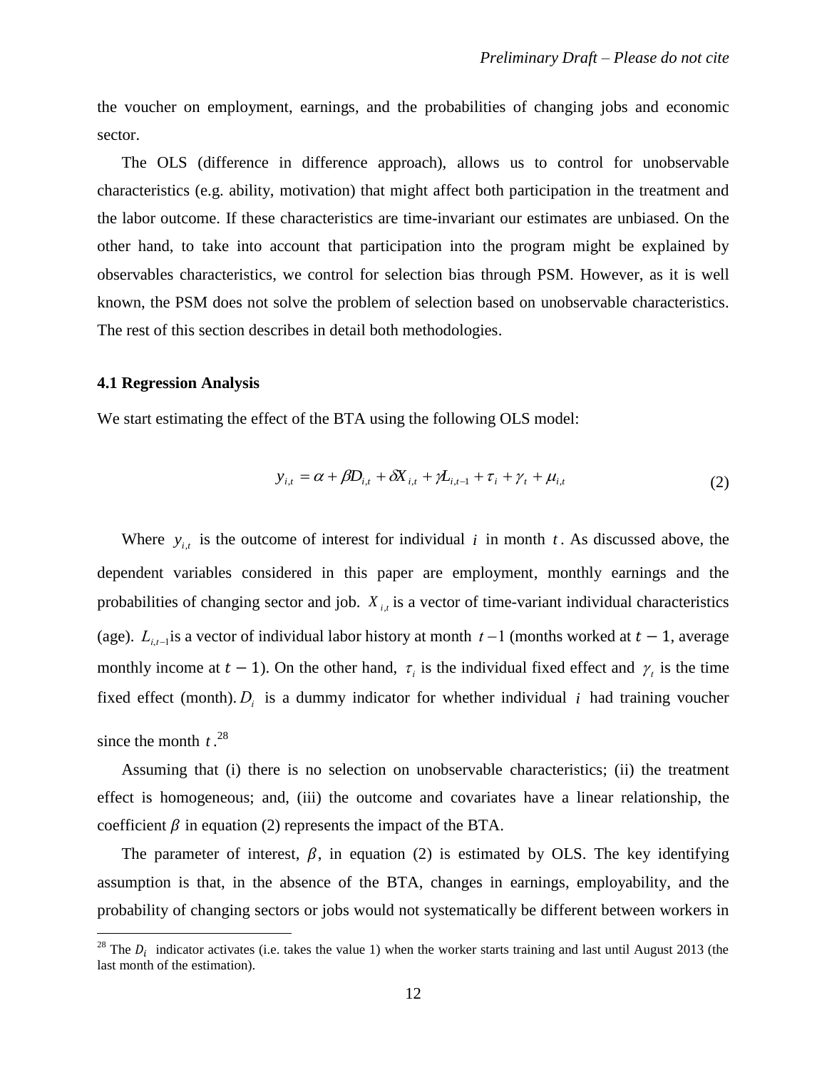the voucher on employment, earnings, and the probabilities of changing jobs and economic sector.

The OLS (difference in difference approach), allows us to control for unobservable characteristics (e.g. ability, motivation) that might affect both participation in the treatment and the labor outcome. If these characteristics are time-invariant our estimates are unbiased. On the other hand, to take into account that participation into the program might be explained by observables characteristics, we control for selection bias through PSM. However, as it is well known, the PSM does not solve the problem of selection based on unobservable characteristics. The rest of this section describes in detail both methodologies.

### 4.1 Regression Analysis

We start estimating the effect of the BTA using the following OLS model:

$$y_{i,t} = \alpha + \beta D_{i,t} + \delta X_{i,t} + \gamma L_{i,t-1} + \tau_i + \gamma_t + \mu_{i,t} \tag{2}$$

Where $y_{i,t}$ is the outcome of interest for individual $i$ in month $t$. As discussed above, the dependent variables considered in this paper are employment, monthly earnings and the probabilities of changing sector and job. $X_{i,t}$ is a vector of time-variant individual characteristics (age). $L_{i,t-1}$ is a vector of individual labor history at month $t-1$ (months worked at $t-1$, average monthly income at $t-1$). On the other hand, $\tau_i$ is the individual fixed effect and $\gamma_t$ is the time fixed effect (month). $D_i$ is a dummy indicator for whether individual $i$ had training voucher since the month $t$.[28]

Assuming that (i) there is no selection on unobservable characteristics; (ii) the treatment effect is homogeneous; and, (iii) the outcome and covariates have a linear relationship, the coefficient $\beta$ in equation (2) represents the impact of the BTA.

The parameter of interest, $\beta$, in equation (2) is estimated by OLS. The key identifying assumption is that, in the absence of the BTA, changes in earnings, employability, and the probability of changing sectors or jobs would not systematically be different between workers in

[28] The $D_i$ indicator activates (i.e. takes the value 1) when the worker starts training and last until August 2013 (the last month of the estimation).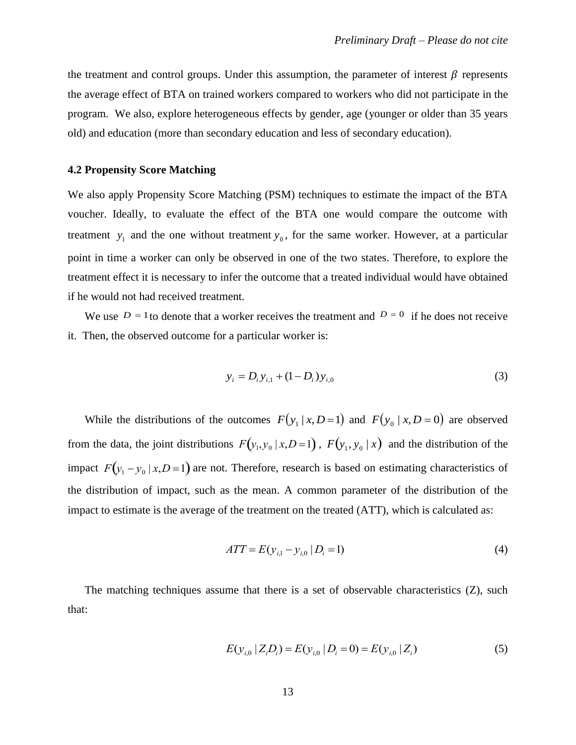the treatment and control groups. Under this assumption, the parameter of interest $\beta$ represents the average effect of BTA on trained workers compared to workers who did not participate in the program. We also, explore heterogeneous effects by gender, age (younger or older than 35 years old) and education (more than secondary education and less of secondary education).

### 4.2 Propensity Score Matching

We also apply Propensity Score Matching (PSM) techniques to estimate the impact of the BTA voucher. Ideally, to evaluate the effect of the BTA one would compare the outcome with treatment $y_1$ and the one without treatment $y_0$, for the same worker. However, at a particular point in time a worker can only be observed in one of the two states. Therefore, to explore the treatment effect it is necessary to infer the outcome that a treated individual would have obtained if he would not had received treatment.

We use $D = 1$ to denote that a worker receives the treatment and $D = 0$ if he does not receive it. Then, the observed outcome for a particular worker is:

$$y_i = D_i y_{i,1} + (1 - D_i) y_{i,0} \tag{3}$$

While the distributions of the outcomes $F(y_1 \mid x, D = 1)$ and $F(y_0 \mid x, D = 0)$ are observed from the data, the joint distributions $F(y_1, y_0 \mid x, D = 1)$, $F(y_1, y_0 \mid x)$ and the distribution of the impact $F(y_1 - y_0 \mid x, D = 1)$ are not. Therefore, research is based on estimating characteristics of the distribution of impact, such as the mean. A common parameter of the distribution of the impact to estimate is the average of the treatment on the treated (ATT), which is calculated as:

$$ATT = E(y_{i,1} - y_{i,0} \mid D_i = 1) \tag{4}$$

The matching techniques assume that there is a set of observable characteristics (Z), such that:

$$E(y_{i,0} \mid Z_i D_i) = E(y_{i,0} \mid D_i = 0) = E(y_{i,0} \mid Z_i) \tag{5}$$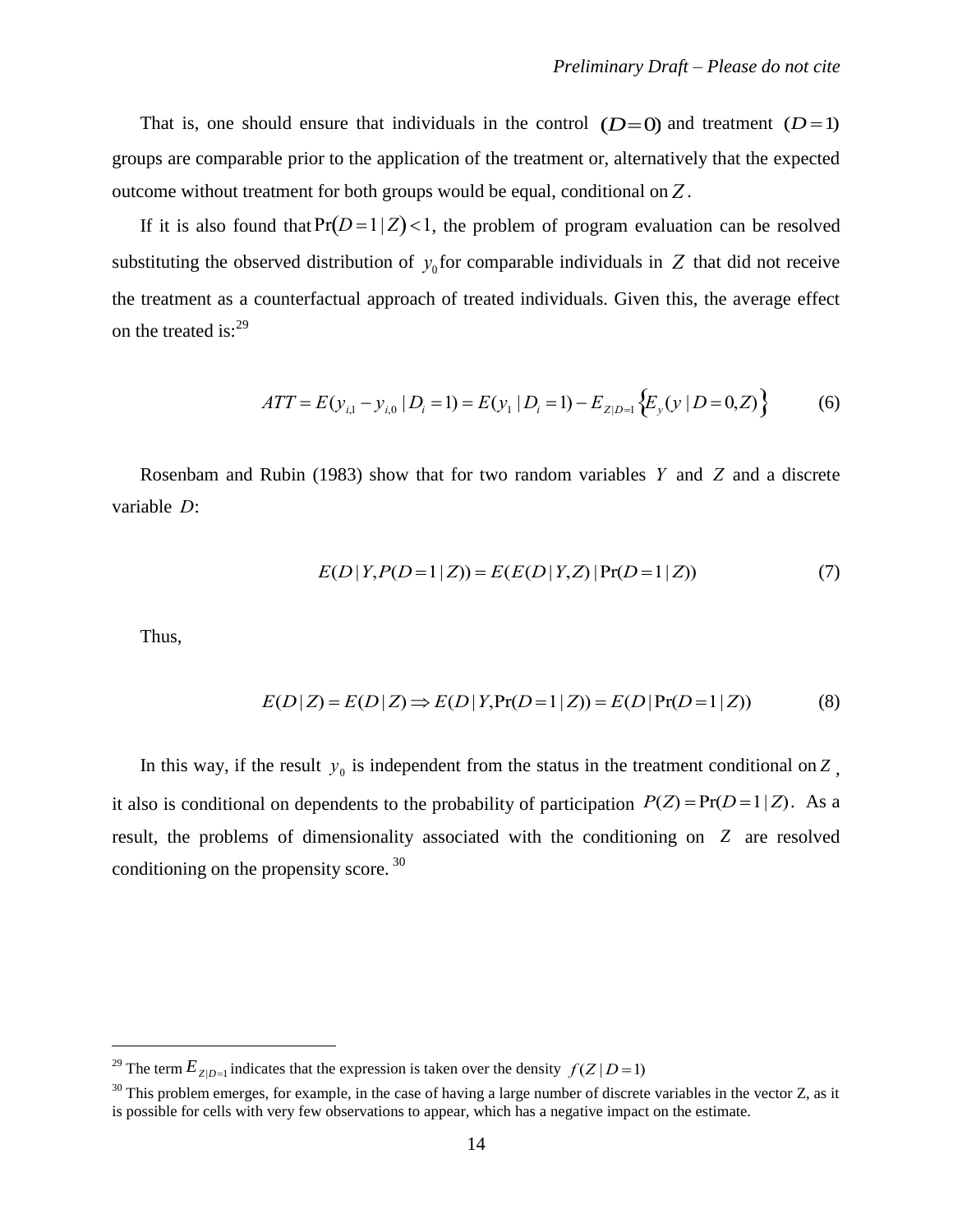That is, one should ensure that individuals in the control $(D=0)$ and treatment $(D=1)$ groups are comparable prior to the application of the treatment or, alternatively that the expected outcome without treatment for both groups would be equal, conditional on $Z$.

If it is also found that $\Pr(D=1|Z)<1$, the problem of program evaluation can be resolved substituting the observed distribution of $y_0$ for comparable individuals in $Z$ that did not receive the treatment as a counterfactual approach of treated individuals. Given this, the average effect on the treated is:[29]

$$ATT = E(y_{i,1} - y_{i,0} \mid D_i = 1) = E(y_1 \mid D_i = 1) - E_{Z|D=1}\left\{E_y(y \mid D=0, Z)\right\} \tag{6}$$

Rosenbam and Rubin (1983) show that for two random variables $Y$ and $Z$ and a discrete variable $D$:

$$E(D \mid Y, P(D=1 \mid Z)) = E(E(D \mid Y, Z) \mid \Pr(D=1 \mid Z)) \tag{7}$$

Thus,

$$E(D \mid Z) = E(D \mid Z) \Rightarrow E(D \mid Y, \Pr(D=1 \mid Z)) = E(D \mid \Pr(D=1 \mid Z)) \tag{8}$$

In this way, if the result $y_0$ is independent from the status in the treatment conditional on $Z$, it also is conditional on dependents to the probability of participation $P(Z) = \Pr(D=1|Z)$. As a result, the problems of dimensionality associated with the conditioning on $Z$ are resolved conditioning on the propensity score.[30]

---

[29] The term $E_{Z|D=1}$ indicates that the expression is taken over the density $f(Z \mid D=1)$

[30] This problem emerges, for example, in the case of having a large number of discrete variables in the vector Z, as it is possible for cells with very few observations to appear, which has a negative impact on the estimate.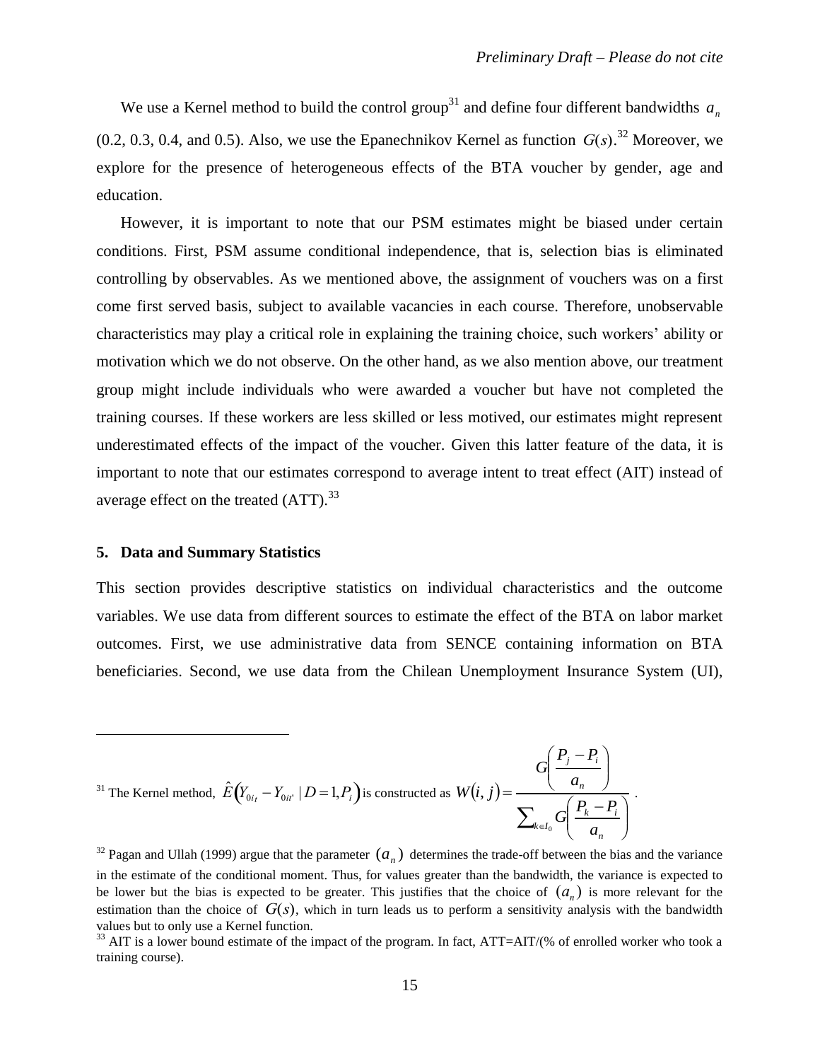We use a Kernel method to build the control group[31] and define four different bandwidths $a_n$ (0.2, 0.3, 0.4, and 0.5). Also, we use the Epanechnikov Kernel as function $G(s)$.[32] Moreover, we explore for the presence of heterogeneous effects of the BTA voucher by gender, age and education.

However, it is important to note that our PSM estimates might be biased under certain conditions. First, PSM assume conditional independence, that is, selection bias is eliminated controlling by observables. As we mentioned above, the assignment of vouchers was on a first come first served basis, subject to available vacancies in each course. Therefore, unobservable characteristics may play a critical role in explaining the training choice, such workers' ability or motivation which we do not observe. On the other hand, as we also mention above, our treatment group might include individuals who were awarded a voucher but have not completed the training courses. If these workers are less skilled or less motived, our estimates might represent underestimated effects of the impact of the voucher. Given this latter feature of the data, it is important to note that our estimates correspond to average intent to treat effect (AIT) instead of average effect on the treated (ATT).[33]

## 5. Data and Summary Statistics

This section provides descriptive statistics on individual characteristics and the outcome variables. We use data from different sources to estimate the effect of the BTA on labor market outcomes. First, we use administrative data from SENCE containing information on BTA beneficiaries. Second, we use data from the Chilean Unemployment Insurance System (UI),

---

[31] The Kernel method, $\hat{E}\left(Y_{0it} - Y_{0it'} \mid D=1, P_i\right)$ is constructed as $W(i,j) = \dfrac{G\left(\dfrac{P_j - P_i}{a_n}\right)}{\sum_{k \in I_0} G\left(\dfrac{P_k - P_i}{a_n}\right)}$.

[32] Pagan and Ullah (1999) argue that the parameter $(a_n)$ determines the trade-off between the bias and the variance in the estimate of the conditional moment. Thus, for values greater than the bandwidth, the variance is expected to be lower but the bias is expected to be greater. This justifies that the choice of $(a_n)$ is more relevant for the estimation than the choice of $G(s)$, which in turn leads us to perform a sensitivity analysis with the bandwidth values but to only use a Kernel function.

[33] AIT is a lower bound estimate of the impact of the program. In fact, ATT=AIT/(% of enrolled worker who took a training course).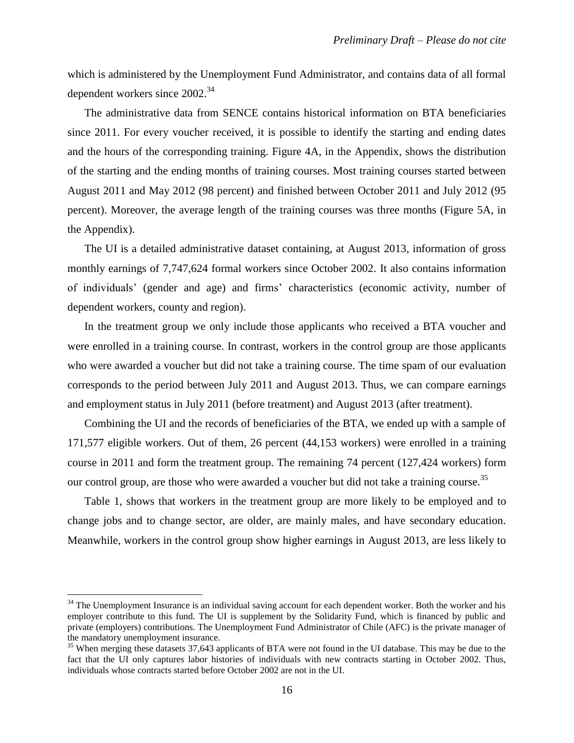which is administered by the Unemployment Fund Administrator, and contains data of all formal dependent workers since 2002.[34]

The administrative data from SENCE contains historical information on BTA beneficiaries since 2011. For every voucher received, it is possible to identify the starting and ending dates and the hours of the corresponding training. Figure 4A, in the Appendix, shows the distribution of the starting and the ending months of training courses. Most training courses started between August 2011 and May 2012 (98 percent) and finished between October 2011 and July 2012 (95 percent). Moreover, the average length of the training courses was three months (Figure 5A, in the Appendix).

The UI is a detailed administrative dataset containing, at August 2013, information of gross monthly earnings of 7,747,624 formal workers since October 2002. It also contains information of individuals' (gender and age) and firms' characteristics (economic activity, number of dependent workers, county and region).

In the treatment group we only include those applicants who received a BTA voucher and were enrolled in a training course. In contrast, workers in the control group are those applicants who were awarded a voucher but did not take a training course. The time spam of our evaluation corresponds to the period between July 2011 and August 2013. Thus, we can compare earnings and employment status in July 2011 (before treatment) and August 2013 (after treatment).

Combining the UI and the records of beneficiaries of the BTA, we ended up with a sample of 171,577 eligible workers. Out of them, 26 percent (44,153 workers) were enrolled in a training course in 2011 and form the treatment group. The remaining 74 percent (127,424 workers) form our control group, are those who were awarded a voucher but did not take a training course.[35]

Table 1, shows that workers in the treatment group are more likely to be employed and to change jobs and to change sector, are older, are mainly males, and have secondary education. Meanwhile, workers in the control group show higher earnings in August 2013, are less likely to

---

[34] The Unemployment Insurance is an individual saving account for each dependent worker. Both the worker and his employer contribute to this fund. The UI is supplement by the Solidarity Fund, which is financed by public and private (employers) contributions. The Unemployment Fund Administrator of Chile (AFC) is the private manager of the mandatory unemployment insurance.

[35] When merging these datasets 37,643 applicants of BTA were not found in the UI database. This may be due to the fact that the UI only captures labor histories of individuals with new contracts starting in October 2002. Thus, individuals whose contracts started before October 2002 are not in the UI.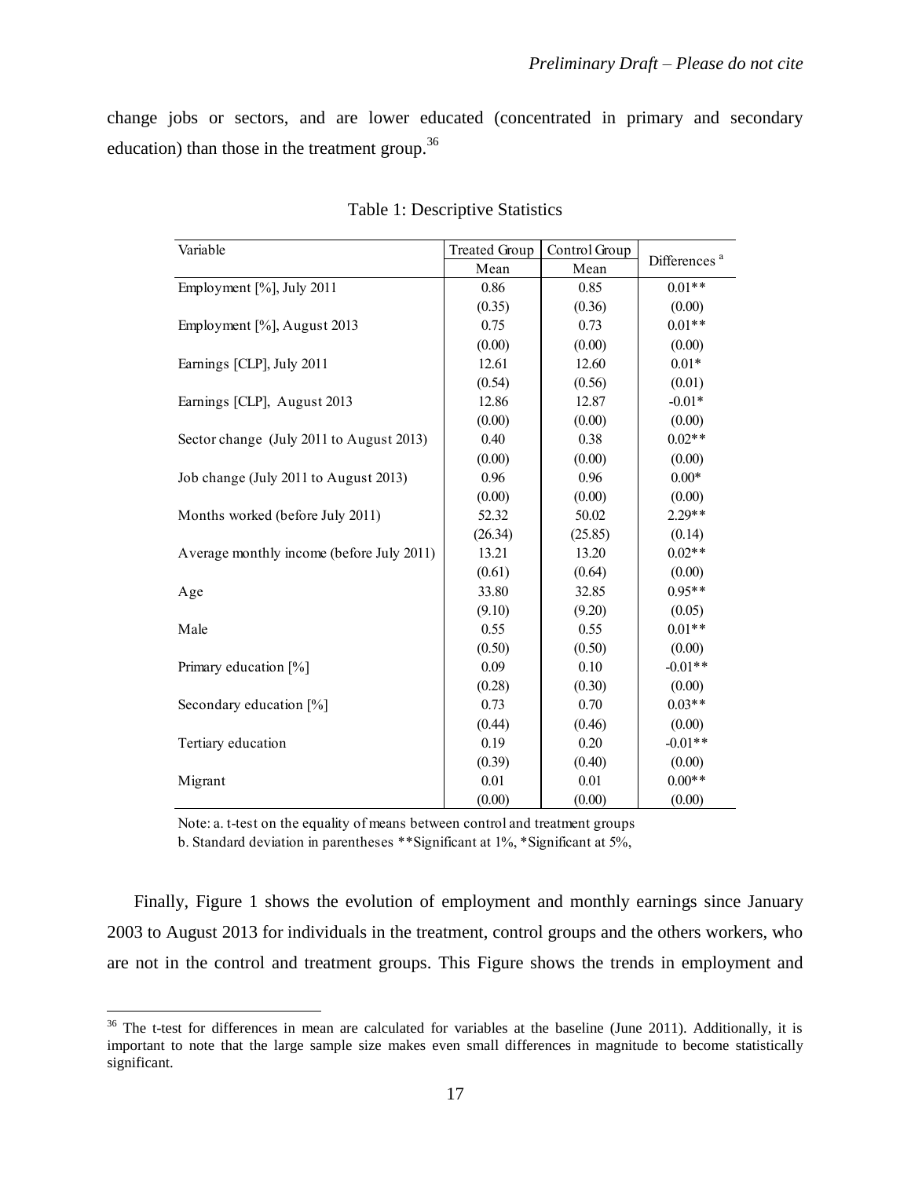change jobs or sectors, and are lower educated (concentrated in primary and secondary education) than those in the treatment group.[36]

Table 1: Descriptive Statistics

| Variable | Treated Group | Control Group | Differences [a] |
|---|---|---|---|
| | Mean | Mean | |
| Employment [%], July 2011 | 0.86 | 0.85 | 0.01** |
| | (0.35) | (0.36) | (0.00) |
| Employment [%], August 2013 | 0.75 | 0.73 | 0.01** |
| | (0.00) | (0.00) | (0.00) |
| Earnings [CLP], July 2011 | 12.61 | 12.60 | 0.01* |
| | (0.54) | (0.56) | (0.01) |
| Earnings [CLP], August 2013 | 12.86 | 12.87 | -0.01* |
| | (0.00) | (0.00) | (0.00) |
| Sector change (July 2011 to August 2013) | 0.40 | 0.38 | 0.02** |
| | (0.00) | (0.00) | (0.00) |
| Job change (July 2011 to August 2013) | 0.96 | 0.96 | 0.00* |
| | (0.00) | (0.00) | (0.00) |
| Months worked (before July 2011) | 52.32 | 50.02 | 2.29** |
| | (26.34) | (25.85) | (0.14) |
| Average monthly income (before July 2011) | 13.21 | 13.20 | 0.02** |
| | (0.61) | (0.64) | (0.00) |
| Age | 33.80 | 32.85 | 0.95** |
| | (9.10) | (9.20) | (0.05) |
| Male | 0.55 | 0.55 | 0.01** |
| | (0.50) | (0.50) | (0.00) |
| Primary education [%] | 0.09 | 0.10 | -0.01** |
| | (0.28) | (0.30) | (0.00) |
| Secondary education [%] | 0.73 | 0.70 | 0.03** |
| | (0.44) | (0.46) | (0.00) |
| Tertiary education | 0.19 | 0.20 | -0.01** |
| | (0.39) | (0.40) | (0.00) |
| Migrant | 0.01 | 0.01 | 0.00** |
| | (0.00) | (0.00) | (0.00) |

Note: a. t-test on the equality of means between control and treatment groups
b. Standard deviation in parentheses **Significant at 1%, *Significant at 5%,

Finally, Figure 1 shows the evolution of employment and monthly earnings since January 2003 to August 2013 for individuals in the treatment, control groups and the others workers, who are not in the control and treatment groups. This Figure shows the trends in employment and

[36] The t-test for differences in mean are calculated for variables at the baseline (June 2011). Additionally, it is important to note that the large sample size makes even small differences in magnitude to become statistically significant.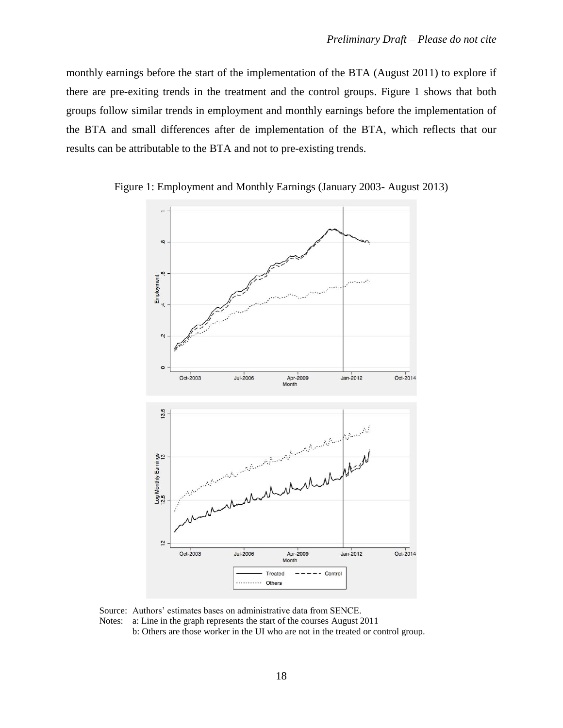monthly earnings before the start of the implementation of the BTA (August 2011) to explore if there are pre-exiting trends in the treatment and the control groups. Figure 1 shows that both groups follow similar trends in employment and monthly earnings before the implementation of the BTA and small differences after de implementation of the BTA, which reflects that our results can be attributable to the BTA and not to pre-existing trends.

Figure 1: Employment and Monthly Earnings (January 2003- August 2013)

Source: Authors' estimates bases on administrative data from SENCE.

Notes: a: Line in the graph represents the start of the courses August 2011

b: Others are those worker in the UI who are not in the treated or control group.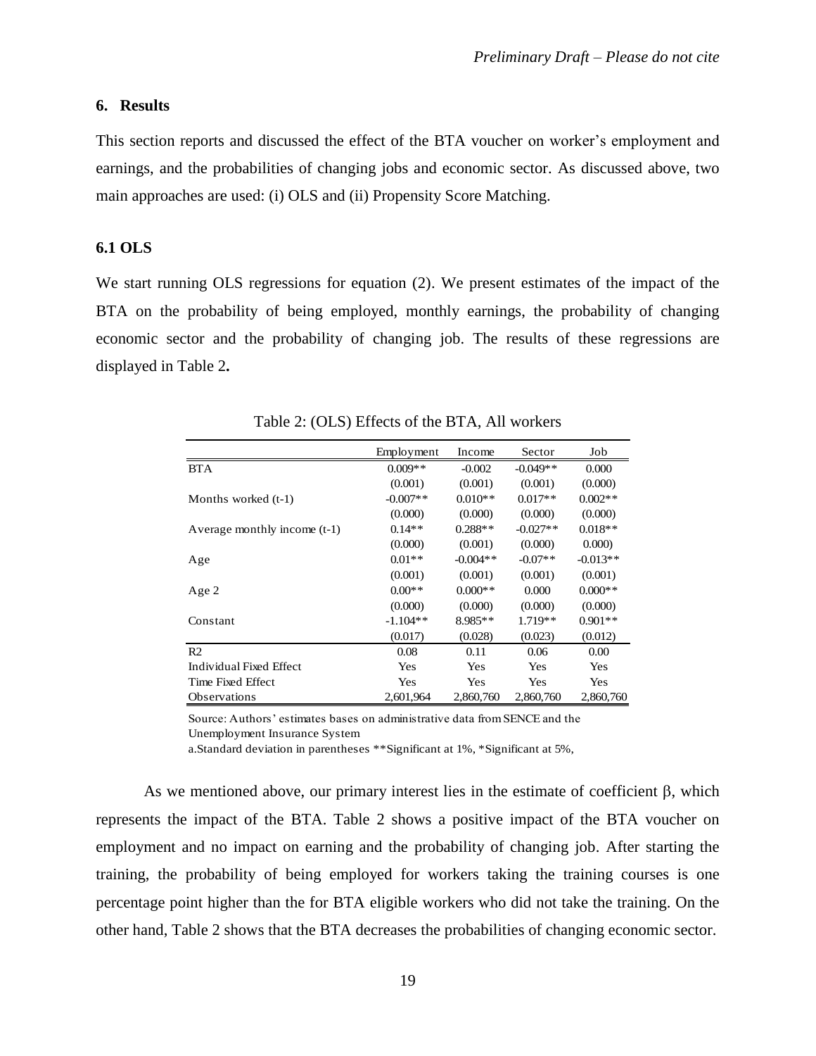## 6. Results

This section reports and discussed the effect of the BTA voucher on worker's employment and earnings, and the probabilities of changing jobs and economic sector. As discussed above, two main approaches are used: (i) OLS and (ii) Propensity Score Matching.

### 6.1 OLS

We start running OLS regressions for equation (2). We present estimates of the impact of the BTA on the probability of being employed, monthly earnings, the probability of changing economic sector and the probability of changing job. The results of these regressions are displayed in Table 2**.**

Table 2: (OLS) Effects of the BTA, All workers

| | Employment | Income | Sector | Job |
|---|---|---|---|---|
| BTA | 0.009** | -0.002 | -0.049** | 0.000 |
| | (0.001) | (0.001) | (0.001) | (0.000) |
| Months worked (t-1) | -0.007** | 0.010** | 0.017** | 0.002** |
| | (0.000) | (0.000) | (0.000) | (0.000) |
| Average monthly income (t-1) | 0.14** | 0.288** | -0.027** | 0.018** |
| | (0.000) | (0.001) | (0.000) | 0.000) |
| Age | 0.01** | -0.004** | -0.07** | -0.013** |
| | (0.001) | (0.001) | (0.001) | (0.001) |
| Age 2 | 0.00** | 0.000** | 0.000 | 0.000** |
| | (0.000) | (0.000) | (0.000) | (0.000) |
| Constant | -1.104** | 8.985** | 1.719** | 0.901** |
| | (0.017) | (0.028) | (0.023) | (0.012) |
| R2 | 0.08 | 0.11 | 0.06 | 0.00 |
| Individual Fixed Effect | Yes | Yes | Yes | Yes |
| Time Fixed Effect | Yes | Yes | Yes | Yes |
| Observations | 2,601,964 | 2,860,760 | 2,860,760 | 2,860,760 |

Source: Authors' estimates bases on administrative data from SENCE and the Unemployment Insurance System

a.Standard deviation in parentheses **Significant at 1%, *Significant at 5%,

As we mentioned above, our primary interest lies in the estimate of coefficient $\beta$, which represents the impact of the BTA. Table 2 shows a positive impact of the BTA voucher on employment and no impact on earning and the probability of changing job. After starting the training, the probability of being employed for workers taking the training courses is one percentage point higher than the for BTA eligible workers who did not take the training. On the other hand, Table 2 shows that the BTA decreases the probabilities of changing economic sector.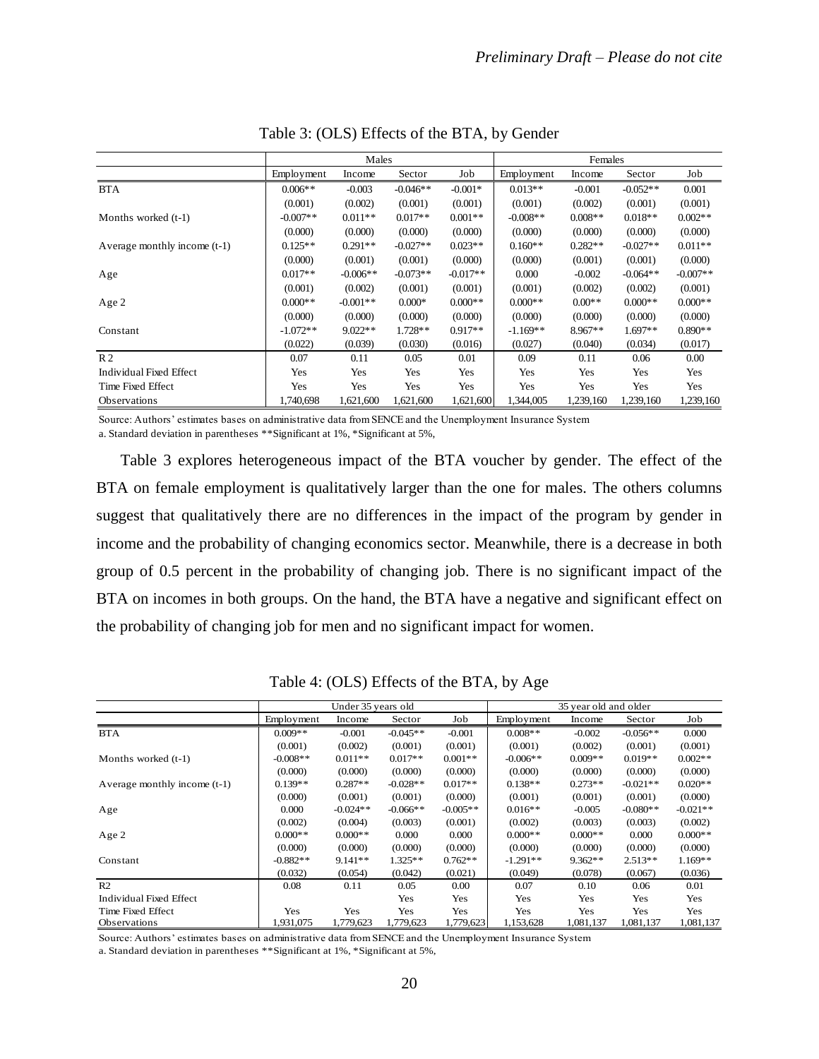Table 3: (OLS) Effects of the BTA, by Gender

| | Males | | | | Females | | | |
|---|---|---|---|---|---|---|---|---|
| | Employment | Income | Sector | Job | Employment | Income | Sector | Job |
| BTA | 0.006** | -0.003 | -0.046** | -0.001* | 0.013** | -0.001 | -0.052** | 0.001 |
| | (0.001) | (0.002) | (0.001) | (0.001) | (0.001) | (0.002) | (0.001) | (0.001) |
| Months worked (t-1) | -0.007** | 0.011** | 0.017** | 0.001** | -0.008** | 0.008** | 0.018** | 0.002** |
| | (0.000) | (0.000) | (0.000) | (0.000) | (0.000) | (0.000) | (0.000) | (0.000) |
| Average monthly income (t-1) | 0.125** | 0.291** | -0.027** | 0.023** | 0.160** | 0.282** | -0.027** | 0.011** |
| | (0.000) | (0.001) | (0.001) | (0.000) | (0.000) | (0.001) | (0.001) | (0.000) |
| Age | 0.017** | -0.006** | -0.073** | -0.017** | 0.000 | -0.002 | -0.064** | -0.007** |
| | (0.001) | (0.002) | (0.001) | (0.001) | (0.001) | (0.002) | (0.002) | (0.001) |
| Age 2 | 0.000** | -0.001** | 0.000* | 0.000** | 0.000** | 0.00** | 0.000** | 0.000** |
| | (0.000) | (0.000) | (0.000) | (0.000) | (0.000) | (0.000) | (0.000) | (0.000) |
| Constant | -1.072** | 9.022** | 1.728** | 0.917** | -1.169** | 8.967** | 1.697** | 0.890** |
| | (0.022) | (0.039) | (0.030) | (0.016) | (0.027) | (0.040) | (0.034) | (0.017) |
| R 2 | 0.07 | 0.11 | 0.05 | 0.01 | 0.09 | 0.11 | 0.06 | 0.00 |
| Individual Fixed Effect | Yes | Yes | Yes | Yes | Yes | Yes | Yes | Yes |
| Time Fixed Effect | Yes | Yes | Yes | Yes | Yes | Yes | Yes | Yes |
| Observations | 1,740,698 | 1,621,600 | 1,621,600 | 1,621,600 | 1,344,005 | 1,239,160 | 1,239,160 | 1,239,160 |

Source: Authors' estimates bases on administrative data from SENCE and the Unemployment Insurance System
a. Standard deviation in parentheses **Significant at 1%, *Significant at 5%,

Table 3 explores heterogeneous impact of the BTA voucher by gender. The effect of the BTA on female employment is qualitatively larger than the one for males. The others columns suggest that qualitatively there are no differences in the impact of the program by gender in income and the probability of changing economics sector. Meanwhile, there is a decrease in both group of 0.5 percent in the probability of changing job. There is no significant impact of the BTA on incomes in both groups. On the hand, the BTA have a negative and significant effect on the probability of changing job for men and no significant impact for women.

Table 4: (OLS) Effects of the BTA, by Age

| | Under 35 years old | | | | 35 year old and older | | | |
|---|---|---|---|---|---|---|---|---|
| | Employment | Income | Sector | Job | Employment | Income | Sector | Job |
| BTA | 0.009** | -0.001 | -0.045** | -0.001 | 0.008** | -0.002 | -0.056** | 0.000 |
| | (0.001) | (0.002) | (0.001) | (0.001) | (0.001) | (0.002) | (0.001) | (0.001) |
| Months worked (t-1) | -0.008** | 0.011** | 0.017** | 0.001** | -0.006** | 0.009** | 0.019** | 0.002** |
| | (0.000) | (0.000) | (0.000) | (0.000) | (0.000) | (0.000) | (0.000) | (0.000) |
| Average monthly income (t-1) | 0.139** | 0.287** | -0.028** | 0.017** | 0.138** | 0.273** | -0.021** | 0.020** |
| | (0.000) | (0.001) | (0.001) | (0.000) | (0.001) | (0.001) | (0.001) | (0.000) |
| Age | 0.000 | -0.024** | -0.066** | -0.005** | 0.016** | -0.005 | -0.080** | -0.021** |
| | (0.002) | (0.004) | (0.003) | (0.001) | (0.002) | (0.003) | (0.003) | (0.002) |
| Age 2 | 0.000** | 0.000** | 0.000 | 0.000 | 0.000** | 0.000** | 0.000 | 0.000** |
| | (0.000) | (0.000) | (0.000) | (0.000) | (0.000) | (0.000) | (0.000) | (0.000) |
| Constant | -0.882** | 9.141** | 1.325** | 0.762** | -1.291** | 9.362** | 2.513** | 1.169** |
| | (0.032) | (0.054) | (0.042) | (0.021) | (0.049) | (0.078) | (0.067) | (0.036) |
| R2 | 0.08 | 0.11 | 0.05 | 0.00 | 0.07 | 0.10 | 0.06 | 0.01 |
| Individual Fixed Effect | | | Yes | Yes | Yes | Yes | Yes | Yes |
| Time Fixed Effect | Yes | Yes | Yes | Yes | Yes | Yes | Yes | Yes |
| Observations | 1,931,075 | 1,779,623 | 1,779,623 | 1,779,623 | 1,153,628 | 1,081,137 | 1,081,137 | 1,081,137 |

Source: Authors' estimates bases on administrative data from SENCE and the Unemployment Insurance System
a. Standard deviation in parentheses **Significant at 1%, *Significant at 5%,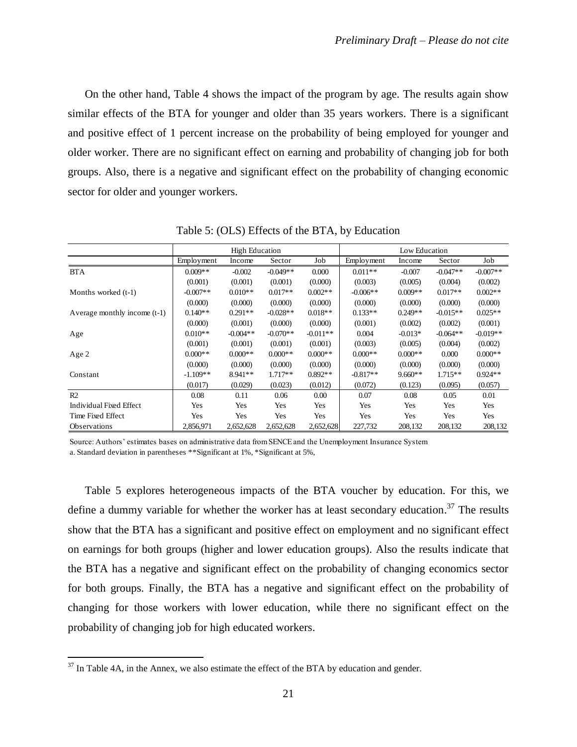On the other hand, Table 4 shows the impact of the program by age. The results again show similar effects of the BTA for younger and older than 35 years workers. There is a significant and positive effect of 1 percent increase on the probability of being employed for younger and older worker. There are no significant effect on earning and probability of changing job for both groups. Also, there is a negative and significant effect on the probability of changing economic sector for older and younger workers.

Table 5: (OLS) Effects of the BTA, by Education

| | High Education | | | | Low Education | | | |
|---|---|---|---|---|---|---|---|---|
| | Employment | Income | Sector | Job | Employment | Income | Sector | Job |
| BTA | 0.009** | -0.002 | -0.049** | 0.000 | 0.011** | -0.007 | -0.047** | -0.007** |
| | (0.001) | (0.001) | (0.001) | (0.000) | (0.003) | (0.005) | (0.004) | (0.002) |
| Months worked (t-1) | -0.007** | 0.010** | 0.017** | 0.002** | -0.006** | 0.009** | 0.017** | 0.002** |
| | (0.000) | (0.000) | (0.000) | (0.000) | (0.000) | (0.000) | (0.000) | (0.000) |
| Average monthly income (t-1) | 0.140** | 0.291** | -0.028** | 0.018** | 0.133** | 0.249** | -0.015** | 0.025** |
| | (0.000) | (0.001) | (0.000) | (0.000) | (0.001) | (0.002) | (0.002) | (0.001) |
| Age | 0.010** | -0.004** | -0.070** | -0.011** | 0.004 | -0.013* | -0.064** | -0.019** |
| | (0.001) | (0.001) | (0.001) | (0.001) | (0.003) | (0.005) | (0.004) | (0.002) |
| Age 2 | 0.000** | 0.000** | 0.000** | 0.000** | 0.000** | 0.000** | 0.000 | 0.000** |
| | (0.000) | (0.000) | (0.000) | (0.000) | (0.000) | (0.000) | (0.000) | (0.000) |
| Constant | -1.109** | 8.941** | 1.717** | 0.892** | -0.817** | 9.660** | 1.715** | 0.924** |
| | (0.017) | (0.029) | (0.023) | (0.012) | (0.072) | (0.123) | (0.095) | (0.057) |
| R2 | 0.08 | 0.11 | 0.06 | 0.00 | 0.07 | 0.08 | 0.05 | 0.01 |
| Individual Fixed Effect | Yes | Yes | Yes | Yes | Yes | Yes | Yes | Yes |
| Time Fixed Effect | Yes | Yes | Yes | Yes | Yes | Yes | Yes | Yes |
| Observations | 2,856,971 | 2,652,628 | 2,652,628 | 2,652,628 | 227,732 | 208,132 | 208,132 | 208,132 |

Source: Authors' estimates bases on administrative data from SENCE and the Unemployment Insurance System
a. Standard deviation in parentheses **Significant at 1%, *Significant at 5%,

Table 5 explores heterogeneous impacts of the BTA voucher by education. For this, we define a dummy variable for whether the worker has at least secondary education.[37] The results show that the BTA has a significant and positive effect on employment and no significant effect on earnings for both groups (higher and lower education groups). Also the results indicate that the BTA has a negative and significant effect on the probability of changing economics sector for both groups. Finally, the BTA has a negative and significant effect on the probability of changing for those workers with lower education, while there no significant effect on the probability of changing job for high educated workers.

[37] In Table 4A, in the Annex, we also estimate the effect of the BTA by education and gender.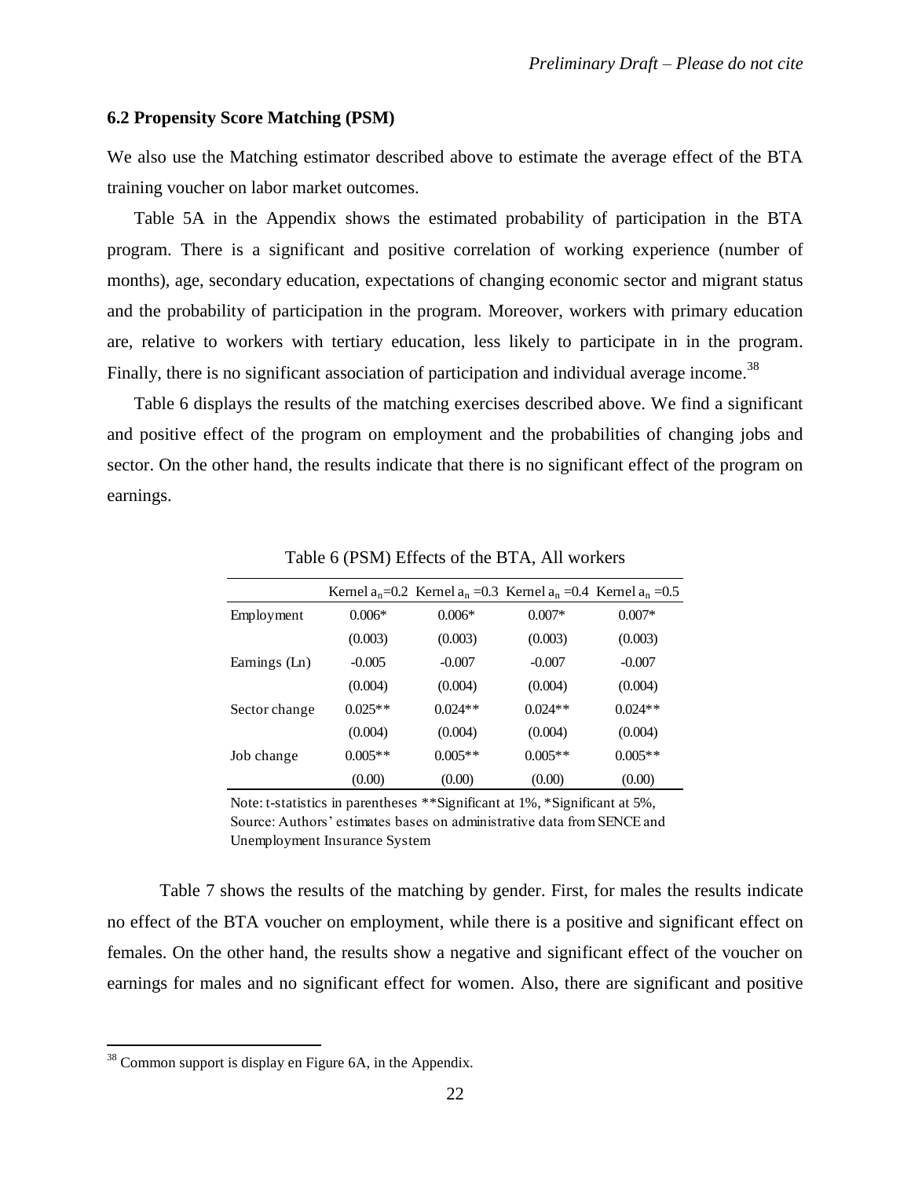### 6.2 Propensity Score Matching (PSM)

We also use the Matching estimator described above to estimate the average effect of the BTA training voucher on labor market outcomes.

Table 5A in the Appendix shows the estimated probability of participation in the BTA program. There is a significant and positive correlation of working experience (number of months), age, secondary education, expectations of changing economic sector and migrant status and the probability of participation in the program. Moreover, workers with primary education are, relative to workers with tertiary education, less likely to participate in in the program. Finally, there is no significant association of participation and individual average income.[38]

Table 6 displays the results of the matching exercises described above. We find a significant and positive effect of the program on employment and the probabilities of changing jobs and sector. On the other hand, the results indicate that there is no significant effect of the program on earnings.

Table 6 (PSM) Effects of the BTA, All workers

| | Kernel $a_n$=0.2 | Kernel $a_n$ =0.3 | Kernel $a_n$ =0.4 | Kernel $a_n$ =0.5 |
|---|---|---|---|---|
| Employment | 0.006* | 0.006* | 0.007* | 0.007* |
| | (0.003) | (0.003) | (0.003) | (0.003) |
| Earnings (Ln) | -0.005 | -0.007 | -0.007 | -0.007 |
| | (0.004) | (0.004) | (0.004) | (0.004) |
| Sector change | 0.025** | 0.024** | 0.024** | 0.024** |
| | (0.004) | (0.004) | (0.004) | (0.004) |
| Job change | 0.005** | 0.005** | 0.005** | 0.005** |
| | (0.00) | (0.00) | (0.00) | (0.00) |

Note: t-statistics in parentheses **Significant at 1%, *Significant at 5%,
Source: Authors' estimates bases on administrative data from SENCE and Unemployment Insurance System

Table 7 shows the results of the matching by gender. First, for males the results indicate no effect of the BTA voucher on employment, while there is a positive and significant effect on females. On the other hand, the results show a negative and significant effect of the voucher on earnings for males and no significant effect for women. Also, there are significant and positive

[38] Common support is display en Figure 6A, in the Appendix.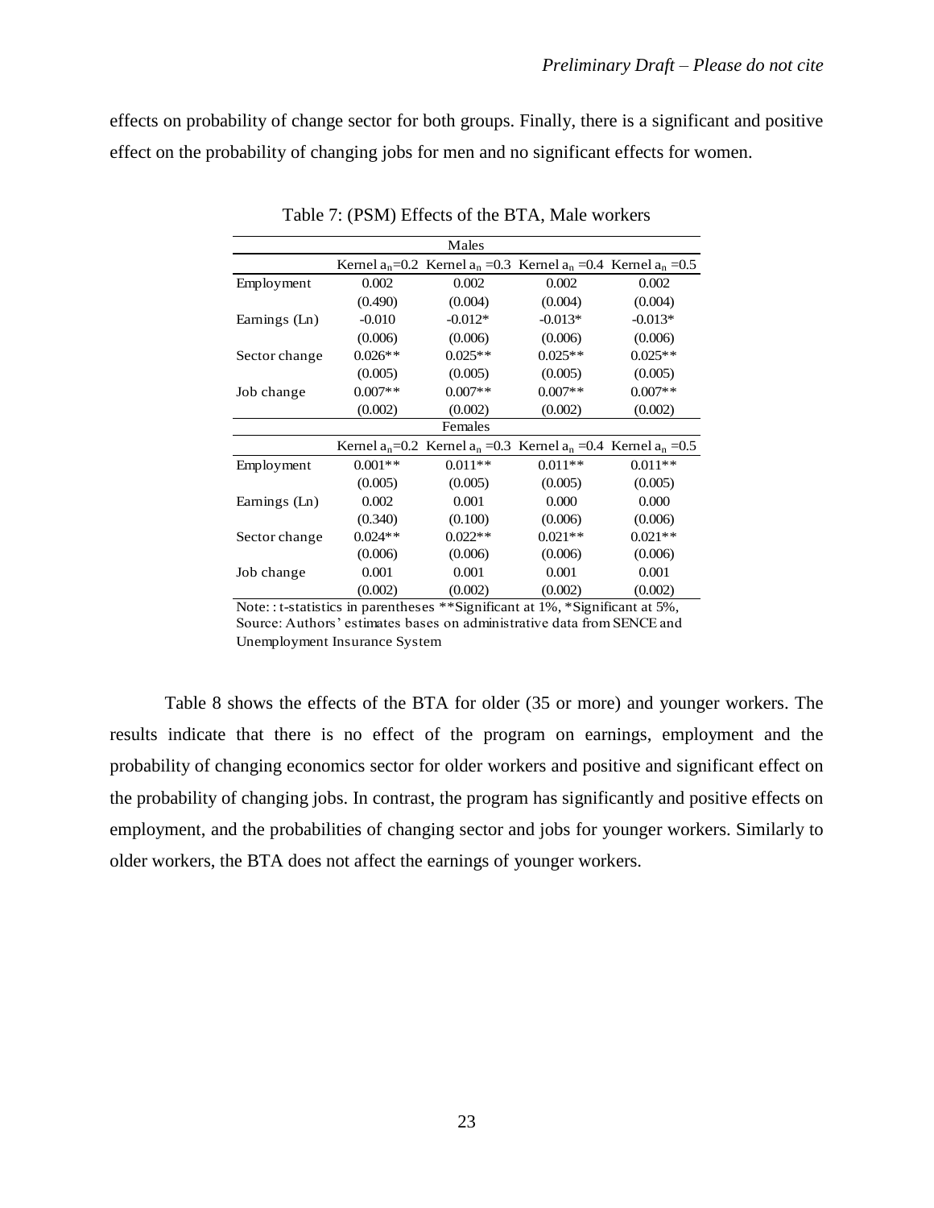effects on probability of change sector for both groups. Finally, there is a significant and positive effect on the probability of changing jobs for men and no significant effects for women.

Table 7: (PSM) Effects of the BTA, Male workers

| | Males | | | |
|---|---|---|---|---|
| | Kernel $a_n$=0.2 | Kernel $a_n$ =0.3 | Kernel $a_n$ =0.4 | Kernel $a_n$ =0.5 |
| Employment | 0.002 | 0.002 | 0.002 | 0.002 |
| | (0.490) | (0.004) | (0.004) | (0.004) |
| Earnings (Ln) | -0.010 | -0.012* | -0.013* | -0.013* |
| | (0.006) | (0.006) | (0.006) | (0.006) |
| Sector change | 0.026** | 0.025** | 0.025** | 0.025** |
| | (0.005) | (0.005) | (0.005) | (0.005) |
| Job change | 0.007** | 0.007** | 0.007** | 0.007** |
| | (0.002) | (0.002) | (0.002) | (0.002) |
| | Females | | | |
| | Kernel $a_n$=0.2 | Kernel $a_n$ =0.3 | Kernel $a_n$ =0.4 | Kernel $a_n$ =0.5 |
| Employment | 0.001** | 0.011** | 0.011** | 0.011** |
| | (0.005) | (0.005) | (0.005) | (0.005) |
| Earnings (Ln) | 0.002 | 0.001 | 0.000 | 0.000 |
| | (0.340) | (0.100) | (0.006) | (0.006) |
| Sector change | 0.024** | 0.022** | 0.021** | 0.021** |
| | (0.006) | (0.006) | (0.006) | (0.006) |
| Job change | 0.001 | 0.001 | 0.001 | 0.001 |
| | (0.002) | (0.002) | (0.002) | (0.002) |

Note: : t-statistics in parentheses **Significant at 1%, *Significant at 5%,
Source: Authors' estimates bases on administrative data from SENCE and Unemployment Insurance System

Table 8 shows the effects of the BTA for older (35 or more) and younger workers. The results indicate that there is no effect of the program on earnings, employment and the probability of changing economics sector for older workers and positive and significant effect on the probability of changing jobs. In contrast, the program has significantly and positive effects on employment, and the probabilities of changing sector and jobs for younger workers. Similarly to older workers, the BTA does not affect the earnings of younger workers.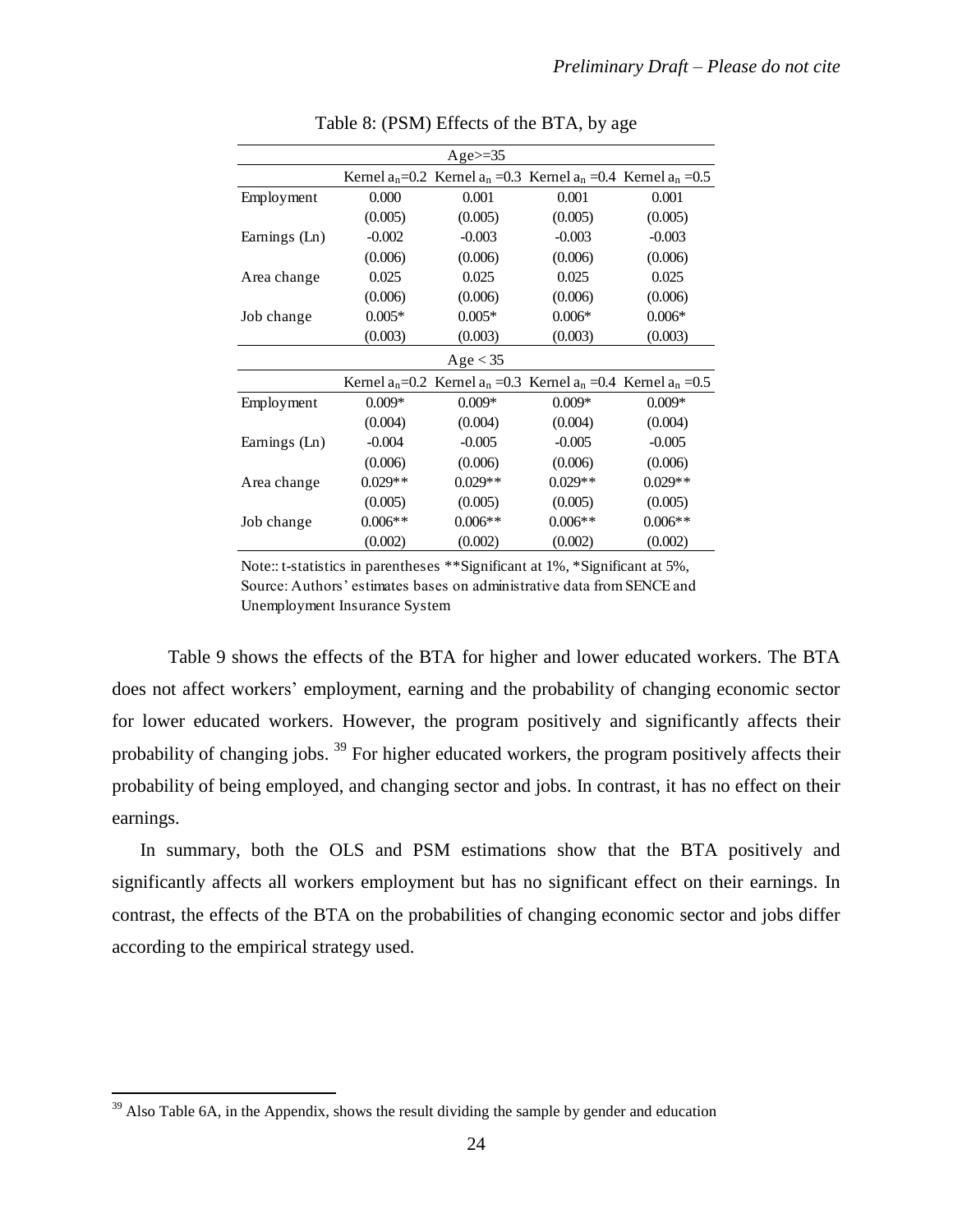Table 8: (PSM) Effects of the BTA, by age

| Age>=35 | | | | |
|---|---|---|---|---|
| | Kernel $a_n$=0.2 | Kernel $a_n$ =0.3 | Kernel $a_n$ =0.4 | Kernel $a_n$ =0.5 |
| Employment | 0.000 | 0.001 | 0.001 | 0.001 |
| | (0.005) | (0.005) | (0.005) | (0.005) |
| Earnings (Ln) | -0.002 | -0.003 | -0.003 | -0.003 |
| | (0.006) | (0.006) | (0.006) | (0.006) |
| Area change | 0.025 | 0.025 | 0.025 | 0.025 |
| | (0.006) | (0.006) | (0.006) | (0.006) |
| Job change | 0.005* | 0.005* | 0.006* | 0.006* |
| | (0.003) | (0.003) | (0.003) | (0.003) |
| **Age < 35** | | | | |
| | Kernel $a_n$=0.2 | Kernel $a_n$ =0.3 | Kernel $a_n$ =0.4 | Kernel $a_n$ =0.5 |
| Employment | 0.009* | 0.009* | 0.009* | 0.009* |
| | (0.004) | (0.004) | (0.004) | (0.004) |
| Earnings (Ln) | -0.004 | -0.005 | -0.005 | -0.005 |
| | (0.006) | (0.006) | (0.006) | (0.006) |
| Area change | 0.029** | 0.029** | 0.029** | 0.029** |
| | (0.005) | (0.005) | (0.005) | (0.005) |
| Job change | 0.006** | 0.006** | 0.006** | 0.006** |
| | (0.002) | (0.002) | (0.002) | (0.002) |

Note:: t-statistics in parentheses **Significant at 1%, *Significant at 5%,
Source: Authors' estimates bases on administrative data from SENCE and Unemployment Insurance System

Table 9 shows the effects of the BTA for higher and lower educated workers. The BTA does not affect workers' employment, earning and the probability of changing economic sector for lower educated workers. However, the program positively and significantly affects their probability of changing jobs. [39] For higher educated workers, the program positively affects their probability of being employed, and changing sector and jobs. In contrast, it has no effect on their earnings.

In summary, both the OLS and PSM estimations show that the BTA positively and significantly affects all workers employment but has no significant effect on their earnings. In contrast, the effects of the BTA on the probabilities of changing economic sector and jobs differ according to the empirical strategy used.

[39] Also Table 6A, in the Appendix, shows the result dividing the sample by gender and education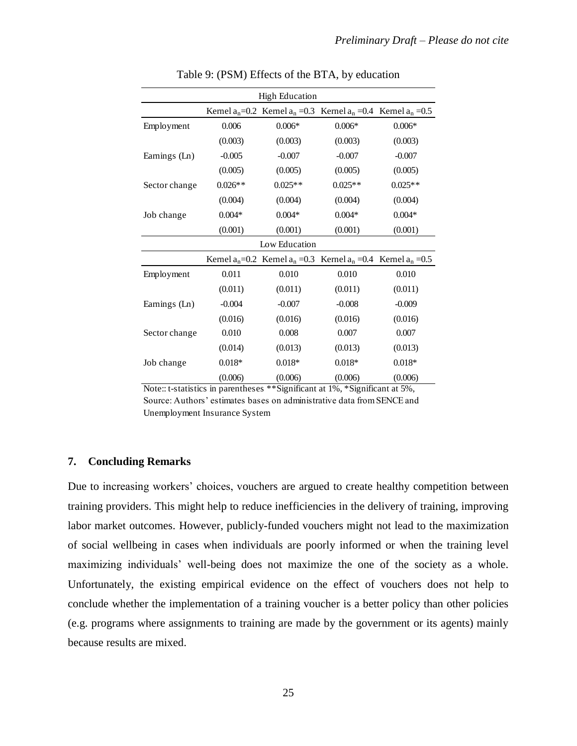Table 9: (PSM) Effects of the BTA, by education

| High Education | | | | |
|---|---|---|---|---|
| | Kernel $a_n$=0.2 | Kernel $a_n$ =0.3 | Kernel $a_n$ =0.4 | Kernel $a_n$ =0.5 |
| Employment | 0.006 | 0.006* | 0.006* | 0.006* |
| | (0.003) | (0.003) | (0.003) | (0.003) |
| Earnings (Ln) | -0.005 | -0.007 | -0.007 | -0.007 |
| | (0.005) | (0.005) | (0.005) | (0.005) |
| Sector change | 0.026** | 0.025** | 0.025** | 0.025** |
| | (0.004) | (0.004) | (0.004) | (0.004) |
| Job change | 0.004* | 0.004* | 0.004* | 0.004* |
| | (0.001) | (0.001) | (0.001) | (0.001) |
| **Low Education** | | | | |
| | Kernel $a_n$=0.2 | Kernel $a_n$ =0.3 | Kernel $a_n$ =0.4 | Kernel $a_n$ =0.5 |
| Employment | 0.011 | 0.010 | 0.010 | 0.010 |
| | (0.011) | (0.011) | (0.011) | (0.011) |
| Earnings (Ln) | -0.004 | -0.007 | -0.008 | -0.009 |
| | (0.016) | (0.016) | (0.016) | (0.016) |
| Sector change | 0.010 | 0.008 | 0.007 | 0.007 |
| | (0.014) | (0.013) | (0.013) | (0.013) |
| Job change | 0.018* | 0.018* | 0.018* | 0.018* |
| | (0.006) | (0.006) | (0.006) | (0.006) |

Note:: t-statistics in parentheses **Significant at 1%, *Significant at 5%, Source: Authors' estimates bases on administrative data from SENCE and Unemployment Insurance System

## 7. Concluding Remarks

Due to increasing workers' choices, vouchers are argued to create healthy competition between training providers. This might help to reduce inefficiencies in the delivery of training, improving labor market outcomes. However, publicly-funded vouchers might not lead to the maximization of social wellbeing in cases when individuals are poorly informed or when the training level maximizing individuals' well-being does not maximize the one of the society as a whole. Unfortunately, the existing empirical evidence on the effect of vouchers does not help to conclude whether the implementation of a training voucher is a better policy than other policies (e.g. programs where assignments to training are made by the government or its agents) mainly because results are mixed.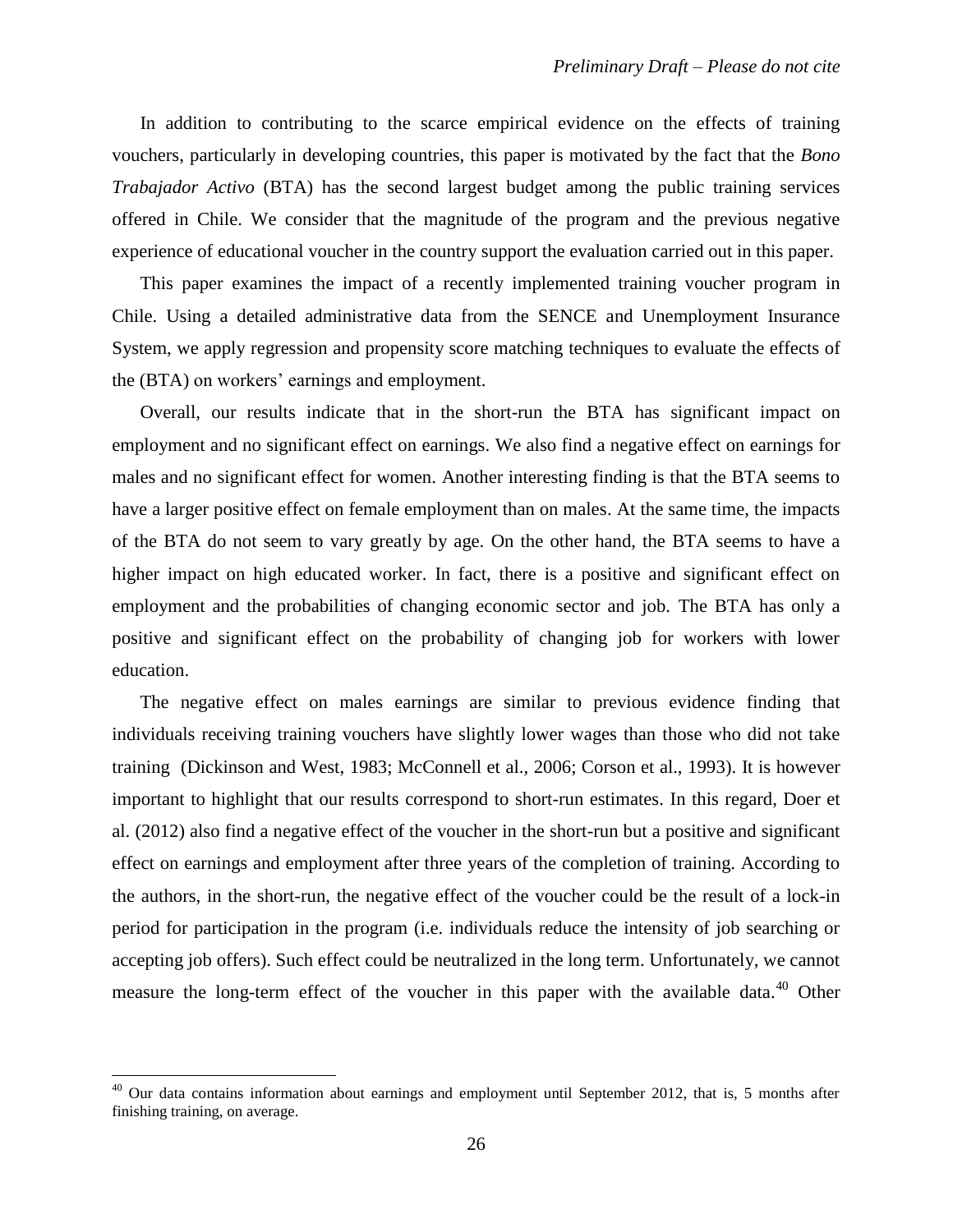In addition to contributing to the scarce empirical evidence on the effects of training vouchers, particularly in developing countries, this paper is motivated by the fact that the *Bono Trabajador Activo* (BTA) has the second largest budget among the public training services offered in Chile. We consider that the magnitude of the program and the previous negative experience of educational voucher in the country support the evaluation carried out in this paper.

This paper examines the impact of a recently implemented training voucher program in Chile. Using a detailed administrative data from the SENCE and Unemployment Insurance System, we apply regression and propensity score matching techniques to evaluate the effects of the (BTA) on workers' earnings and employment.

Overall, our results indicate that in the short-run the BTA has significant impact on employment and no significant effect on earnings. We also find a negative effect on earnings for males and no significant effect for women. Another interesting finding is that the BTA seems to have a larger positive effect on female employment than on males. At the same time, the impacts of the BTA do not seem to vary greatly by age. On the other hand, the BTA seems to have a higher impact on high educated worker. In fact, there is a positive and significant effect on employment and the probabilities of changing economic sector and job. The BTA has only a positive and significant effect on the probability of changing job for workers with lower education.

The negative effect on males earnings are similar to previous evidence finding that individuals receiving training vouchers have slightly lower wages than those who did not take training (Dickinson and West, 1983; McConnell et al., 2006; Corson et al., 1993). It is however important to highlight that our results correspond to short-run estimates. In this regard, Doer et al. (2012) also find a negative effect of the voucher in the short-run but a positive and significant effect on earnings and employment after three years of the completion of training. According to the authors, in the short-run, the negative effect of the voucher could be the result of a lock-in period for participation in the program (i.e. individuals reduce the intensity of job searching or accepting job offers). Such effect could be neutralized in the long term. Unfortunately, we cannot measure the long-term effect of the voucher in this paper with the available data.[40] Other

[40] Our data contains information about earnings and employment until September 2012, that is, 5 months after finishing training, on average.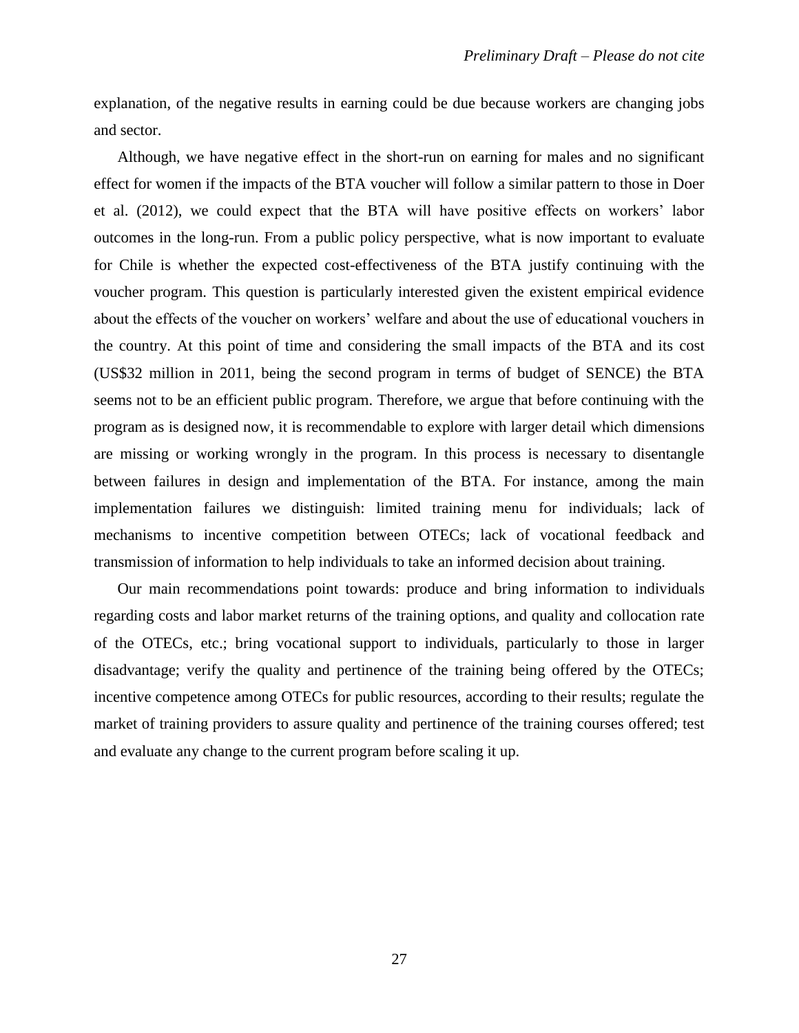explanation, of the negative results in earning could be due because workers are changing jobs and sector.

Although, we have negative effect in the short-run on earning for males and no significant effect for women if the impacts of the BTA voucher will follow a similar pattern to those in Doer et al. (2012), we could expect that the BTA will have positive effects on workers' labor outcomes in the long-run. From a public policy perspective, what is now important to evaluate for Chile is whether the expected cost-effectiveness of the BTA justify continuing with the voucher program. This question is particularly interested given the existent empirical evidence about the effects of the voucher on workers' welfare and about the use of educational vouchers in the country. At this point of time and considering the small impacts of the BTA and its cost (US$32 million in 2011, being the second program in terms of budget of SENCE) the BTA seems not to be an efficient public program. Therefore, we argue that before continuing with the program as is designed now, it is recommendable to explore with larger detail which dimensions are missing or working wrongly in the program. In this process is necessary to disentangle between failures in design and implementation of the BTA. For instance, among the main implementation failures we distinguish: limited training menu for individuals; lack of mechanisms to incentive competition between OTECs; lack of vocational feedback and transmission of information to help individuals to take an informed decision about training.

Our main recommendations point towards: produce and bring information to individuals regarding costs and labor market returns of the training options, and quality and collocation rate of the OTECs, etc.; bring vocational support to individuals, particularly to those in larger disadvantage; verify the quality and pertinence of the training being offered by the OTECs; incentive competence among OTECs for public resources, according to their results; regulate the market of training providers to assure quality and pertinence of the training courses offered; test and evaluate any change to the current program before scaling it up.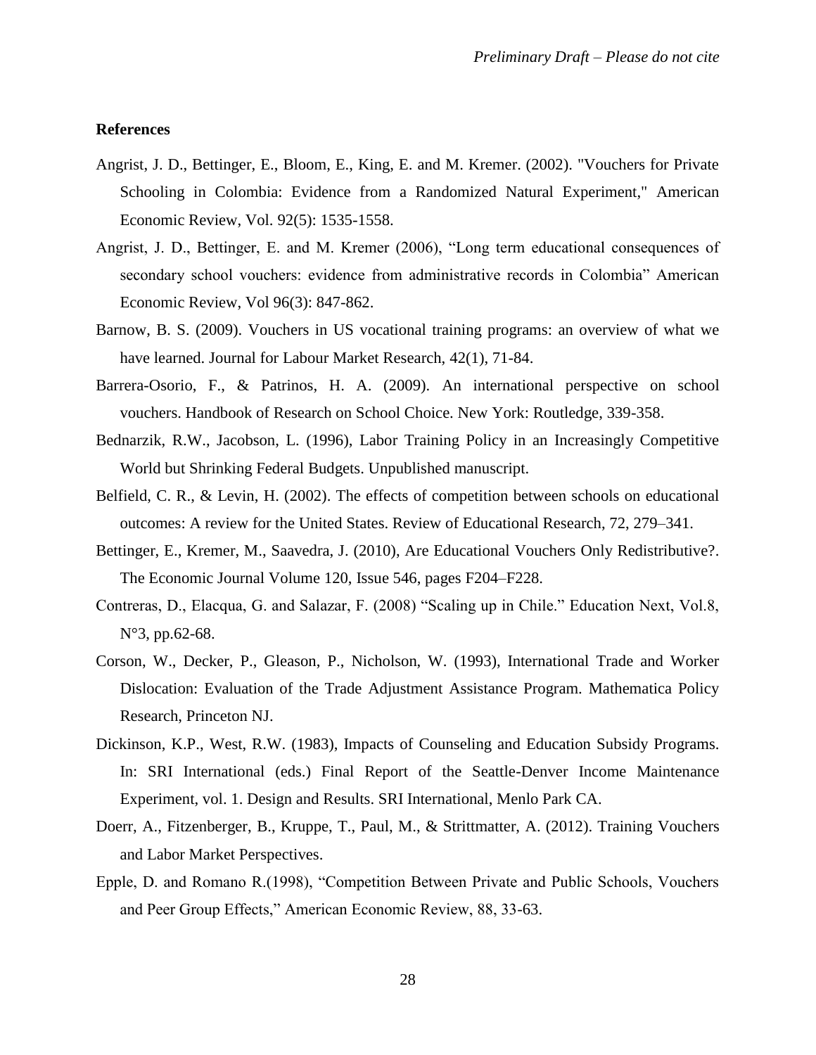## References

Angrist, J. D., Bettinger, E., Bloom, E., King, E. and M. Kremer. (2002). "Vouchers for Private Schooling in Colombia: Evidence from a Randomized Natural Experiment," American Economic Review, Vol. 92(5): 1535-1558.

Angrist, J. D., Bettinger, E. and M. Kremer (2006), "Long term educational consequences of secondary school vouchers: evidence from administrative records in Colombia" American Economic Review, Vol 96(3): 847-862.

Barnow, B. S. (2009). Vouchers in US vocational training programs: an overview of what we have learned. Journal for Labour Market Research, 42(1), 71-84.

Barrera-Osorio, F., & Patrinos, H. A. (2009). An international perspective on school vouchers. Handbook of Research on School Choice. New York: Routledge, 339-358.

Bednarzik, R.W., Jacobson, L. (1996), Labor Training Policy in an Increasingly Competitive World but Shrinking Federal Budgets. Unpublished manuscript.

Belfield, C. R., & Levin, H. (2002). The effects of competition between schools on educational outcomes: A review for the United States. Review of Educational Research, 72, 279–341.

Bettinger, E., Kremer, M., Saavedra, J. (2010), Are Educational Vouchers Only Redistributive?. The Economic Journal Volume 120, Issue 546, pages F204–F228.

Contreras, D., Elacqua, G. and Salazar, F. (2008) "Scaling up in Chile." Education Next, Vol.8, N°3, pp.62-68.

Corson, W., Decker, P., Gleason, P., Nicholson, W. (1993), International Trade and Worker Dislocation: Evaluation of the Trade Adjustment Assistance Program. Mathematica Policy Research, Princeton NJ.

Dickinson, K.P., West, R.W. (1983), Impacts of Counseling and Education Subsidy Programs. In: SRI International (eds.) Final Report of the Seattle-Denver Income Maintenance Experiment, vol. 1. Design and Results. SRI International, Menlo Park CA.

Doerr, A., Fitzenberger, B., Kruppe, T., Paul, M., & Strittmatter, A. (2012). Training Vouchers and Labor Market Perspectives.

Epple, D. and Romano R.(1998), "Competition Between Private and Public Schools, Vouchers and Peer Group Effects," American Economic Review, 88, 33-63.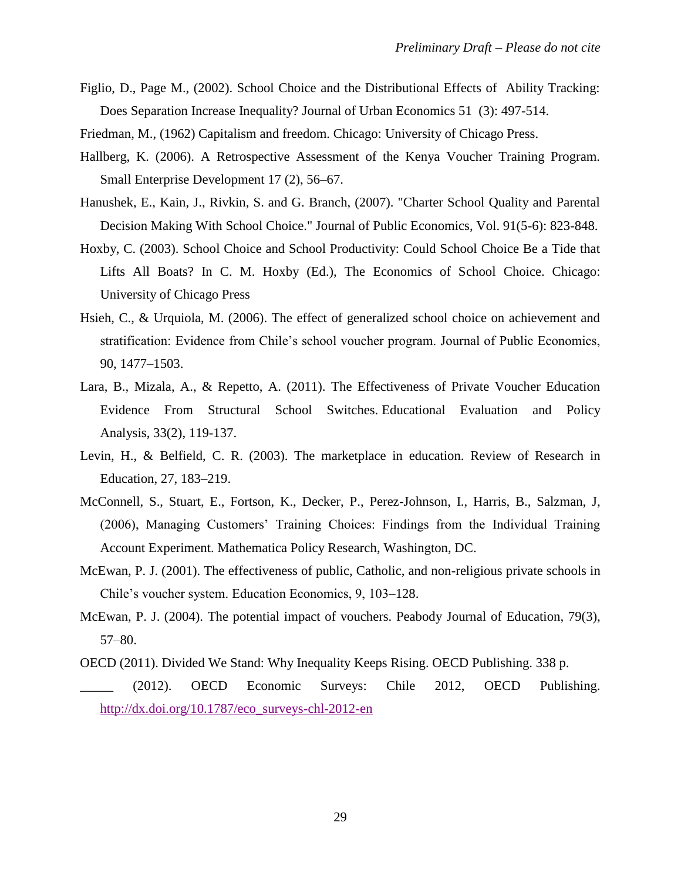Figlio, D., Page M., (2002). School Choice and the Distributional Effects of Ability Tracking: Does Separation Increase Inequality? Journal of Urban Economics 51 (3): 497-514.

Friedman, M., (1962) Capitalism and freedom. Chicago: University of Chicago Press.

Hallberg, K. (2006). A Retrospective Assessment of the Kenya Voucher Training Program. Small Enterprise Development 17 (2), 56–67.

Hanushek, E., Kain, J., Rivkin, S. and G. Branch, (2007). "Charter School Quality and Parental Decision Making With School Choice." Journal of Public Economics, Vol. 91(5-6): 823-848.

Hoxby, C. (2003). School Choice and School Productivity: Could School Choice Be a Tide that Lifts All Boats? In C. M. Hoxby (Ed.), The Economics of School Choice. Chicago: University of Chicago Press

Hsieh, C., & Urquiola, M. (2006). The effect of generalized school choice on achievement and stratification: Evidence from Chile's school voucher program. Journal of Public Economics, 90, 1477–1503.

Lara, B., Mizala, A., & Repetto, A. (2011). The Effectiveness of Private Voucher Education Evidence From Structural School Switches. Educational Evaluation and Policy Analysis, 33(2), 119-137.

Levin, H., & Belfield, C. R. (2003). The marketplace in education. Review of Research in Education, 27, 183–219.

McConnell, S., Stuart, E., Fortson, K., Decker, P., Perez-Johnson, I., Harris, B., Salzman, J, (2006), Managing Customers' Training Choices: Findings from the Individual Training Account Experiment. Mathematica Policy Research, Washington, DC.

McEwan, P. J. (2001). The effectiveness of public, Catholic, and non-religious private schools in Chile's voucher system. Education Economics, 9, 103–128.

McEwan, P. J. (2004). The potential impact of vouchers. Peabody Journal of Education, 79(3), 57–80.

OECD (2011). Divided We Stand: Why Inequality Keeps Rising. OECD Publishing. 338 p.

_____ (2012). OECD Economic Surveys: Chile 2012, OECD Publishing. http://dx.doi.org/10.1787/eco_surveys-chl-2012-en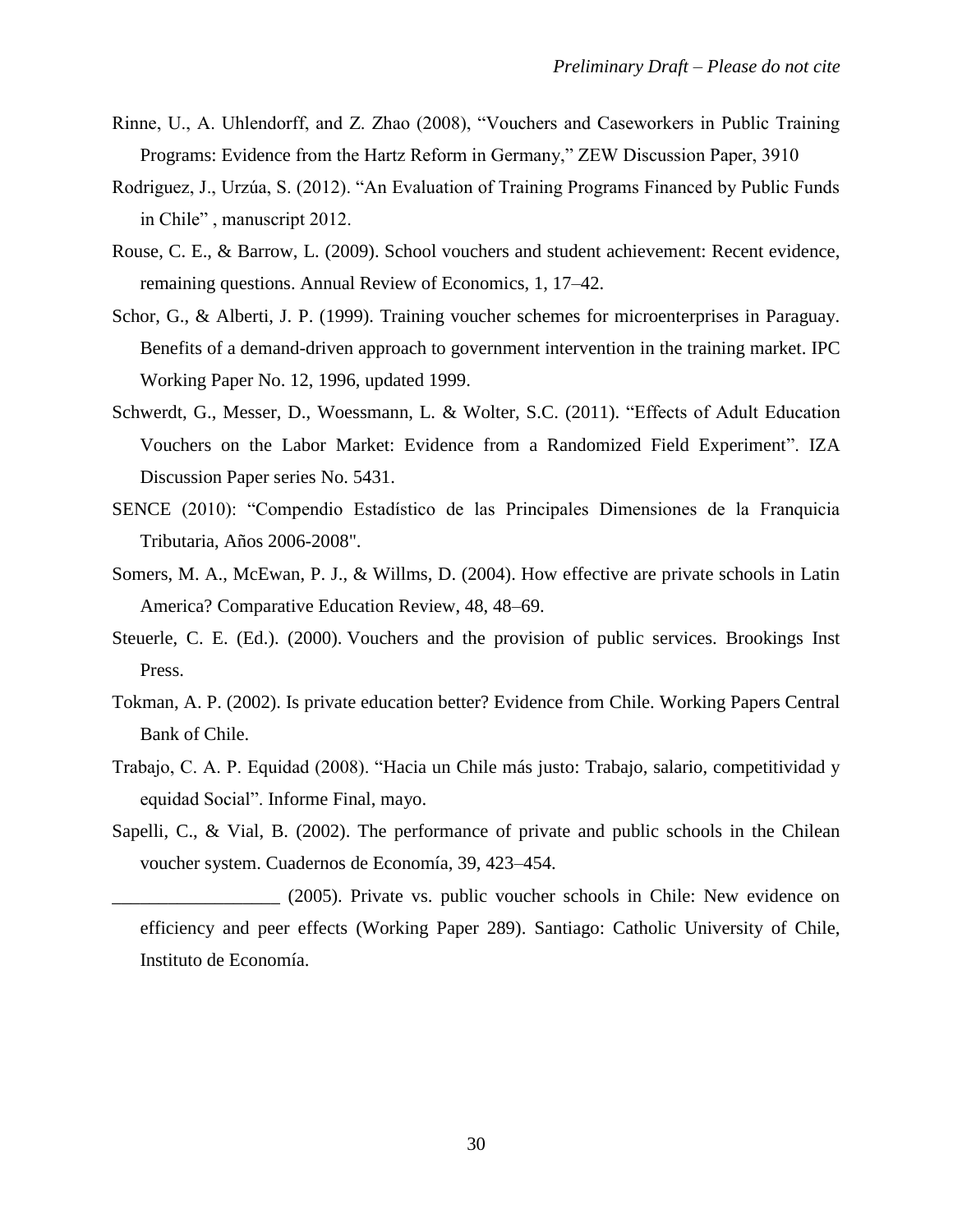Rinne, U., A. Uhlendorff, and Z. Zhao (2008), "Vouchers and Caseworkers in Public Training Programs: Evidence from the Hartz Reform in Germany," ZEW Discussion Paper, 3910

Rodriguez, J., Urzúa, S. (2012). "An Evaluation of Training Programs Financed by Public Funds in Chile" , manuscript 2012.

Rouse, C. E., & Barrow, L. (2009). School vouchers and student achievement: Recent evidence, remaining questions. Annual Review of Economics, 1, 17–42.

Schor, G., & Alberti, J. P. (1999). Training voucher schemes for microenterprises in Paraguay. Benefits of a demand-driven approach to government intervention in the training market. IPC Working Paper No. 12, 1996, updated 1999.

Schwerdt, G., Messer, D., Woessmann, L. & Wolter, S.C. (2011). "Effects of Adult Education Vouchers on the Labor Market: Evidence from a Randomized Field Experiment". IZA Discussion Paper series No. 5431.

SENCE (2010): "Compendio Estadístico de las Principales Dimensiones de la Franquicia Tributaria, Años 2006-2008".

Somers, M. A., McEwan, P. J., & Willms, D. (2004). How effective are private schools in Latin America? Comparative Education Review, 48, 48–69.

Steuerle, C. E. (Ed.). (2000). Vouchers and the provision of public services. Brookings Inst Press.

Tokman, A. P. (2002). Is private education better? Evidence from Chile. Working Papers Central Bank of Chile.

Trabajo, C. A. P. Equidad (2008). "Hacia un Chile más justo: Trabajo, salario, competitividad y equidad Social". Informe Final, mayo.

Sapelli, C., & Vial, B. (2002). The performance of private and public schools in the Chilean voucher system. Cuadernos de Economía, 39, 423–454.

__________________ (2005). Private vs. public voucher schools in Chile: New evidence on efficiency and peer effects (Working Paper 289). Santiago: Catholic University of Chile, Instituto de Economía.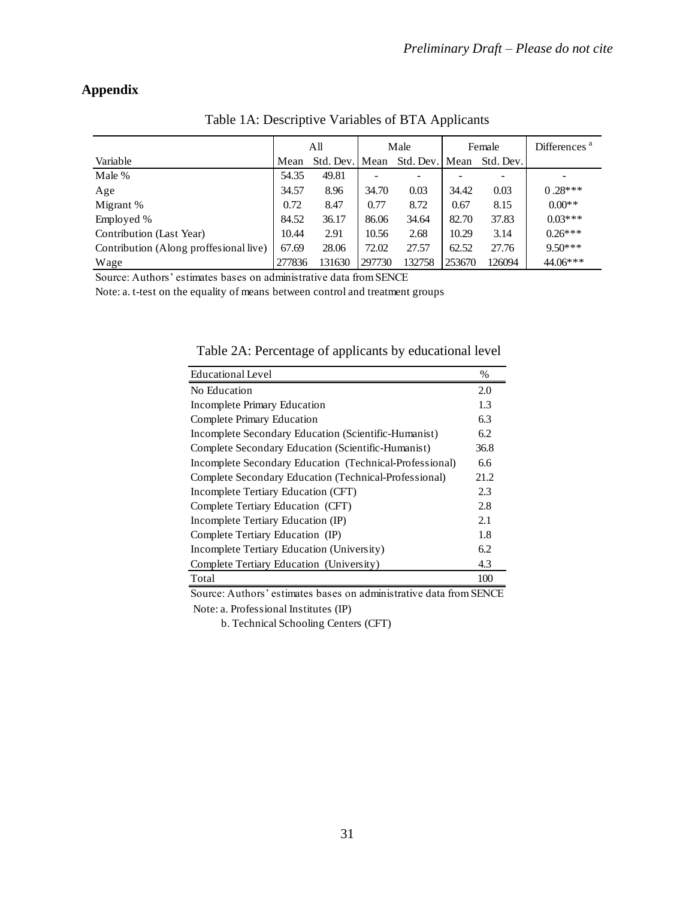## Appendix

Table 1A: Descriptive Variables of BTA Applicants

| | All | | Male | | Female | | Differences [a] |
|---|---|---|---|---|---|---|---|
| Variable | Mean | Std. Dev. | Mean | Std. Dev. | Mean | Std. Dev. | |
| Male % | 54.35 | 49.81 | - | - | - | - | - |
| Age | 34.57 | 8.96 | 34.70 | 0.03 | 34.42 | 0.03 | 0 .28*** |
| Migrant % | 0.72 | 8.47 | 0.77 | 8.72 | 0.67 | 8.15 | 0.00** |
| Employed % | 84.52 | 36.17 | 86.06 | 34.64 | 82.70 | 37.83 | 0.03*** |
| Contribution (Last Year) | 10.44 | 2.91 | 10.56 | 2.68 | 10.29 | 3.14 | 0.26*** |
| Contribution (Along proffesional live) | 67.69 | 28.06 | 72.02 | 27.57 | 62.52 | 27.76 | 9.50*** |
| Wage | 277836 | 131630 | 297730 | 132758 | 253670 | 126094 | 44.06*** |

Source: Authors' estimates bases on administrative data from SENCE

Note: a. t-test on the equality of means between control and treatment groups

Table 2A: Percentage of applicants by educational level

| Educational Level | % |
|---|---|
| No Education | 2.0 |
| Incomplete Primary Education | 1.3 |
| Complete Primary Education | 6.3 |
| Incomplete Secondary Education (Scientific-Humanist) | 6.2 |
| Complete Secondary Education (Scientific-Humanist) | 36.8 |
| Incomplete Secondary Education (Technical-Professional) | 6.6 |
| Complete Secondary Education (Technical-Professional) | 21.2 |
| Incomplete Tertiary Education (CFT) | 2.3 |
| Complete Tertiary Education (CFT) | 2.8 |
| Incomplete Tertiary Education (IP) | 2.1 |
| Complete Tertiary Education (IP) | 1.8 |
| Incomplete Tertiary Education (University) | 6.2 |
| Complete Tertiary Education (University) | 4.3 |
| Total | 100 |

Source: Authors' estimates bases on administrative data from SENCE

Note: a. Professional Institutes (IP)

b. Technical Schooling Centers (CFT)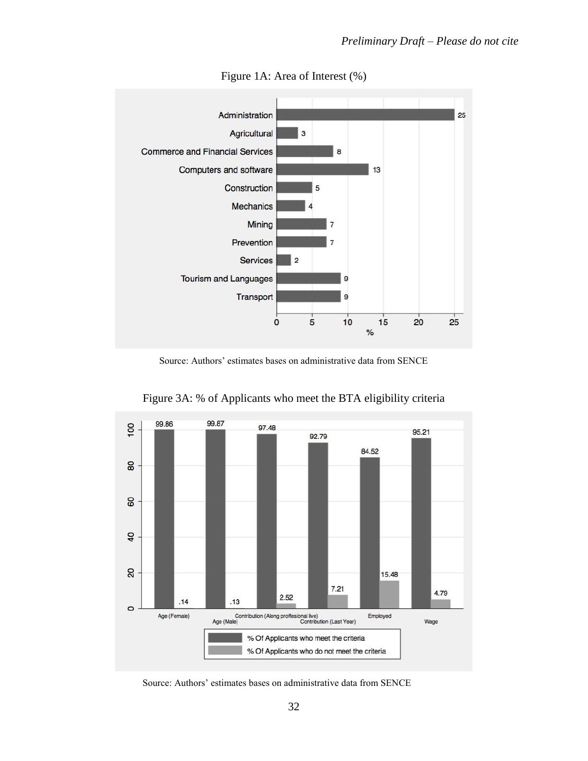Figure 1A: Area of Interest (%)

Source: Authors' estimates bases on administrative data from SENCE

Figure 3A: % of Applicants who meet the BTA eligibility criteria

Source: Authors' estimates bases on administrative data from SENCE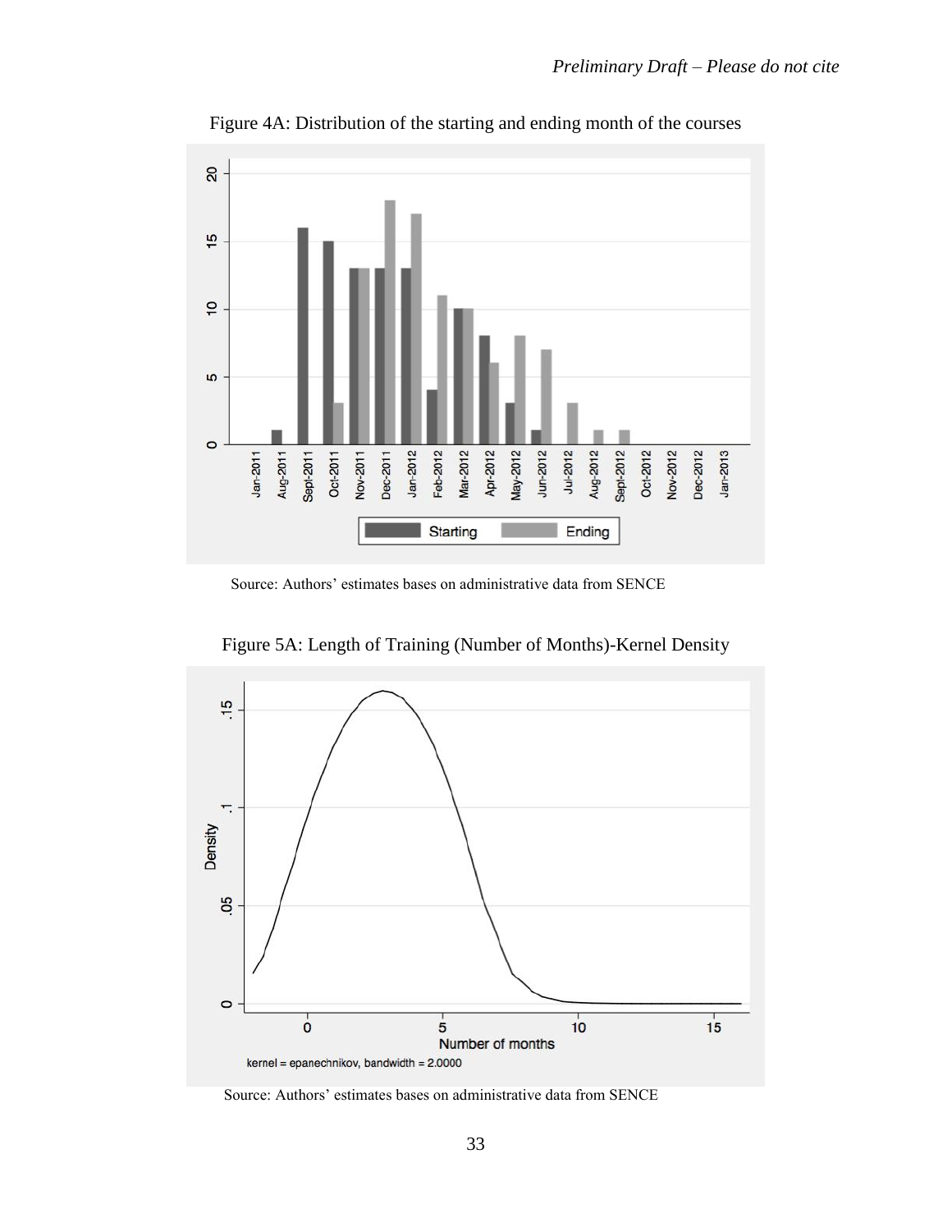Figure 4A: Distribution of the starting and ending month of the courses

Source: Authors' estimates bases on administrative data from SENCE

Figure 5A: Length of Training (Number of Months)-Kernel Density

Source: Authors' estimates bases on administrative data from SENCE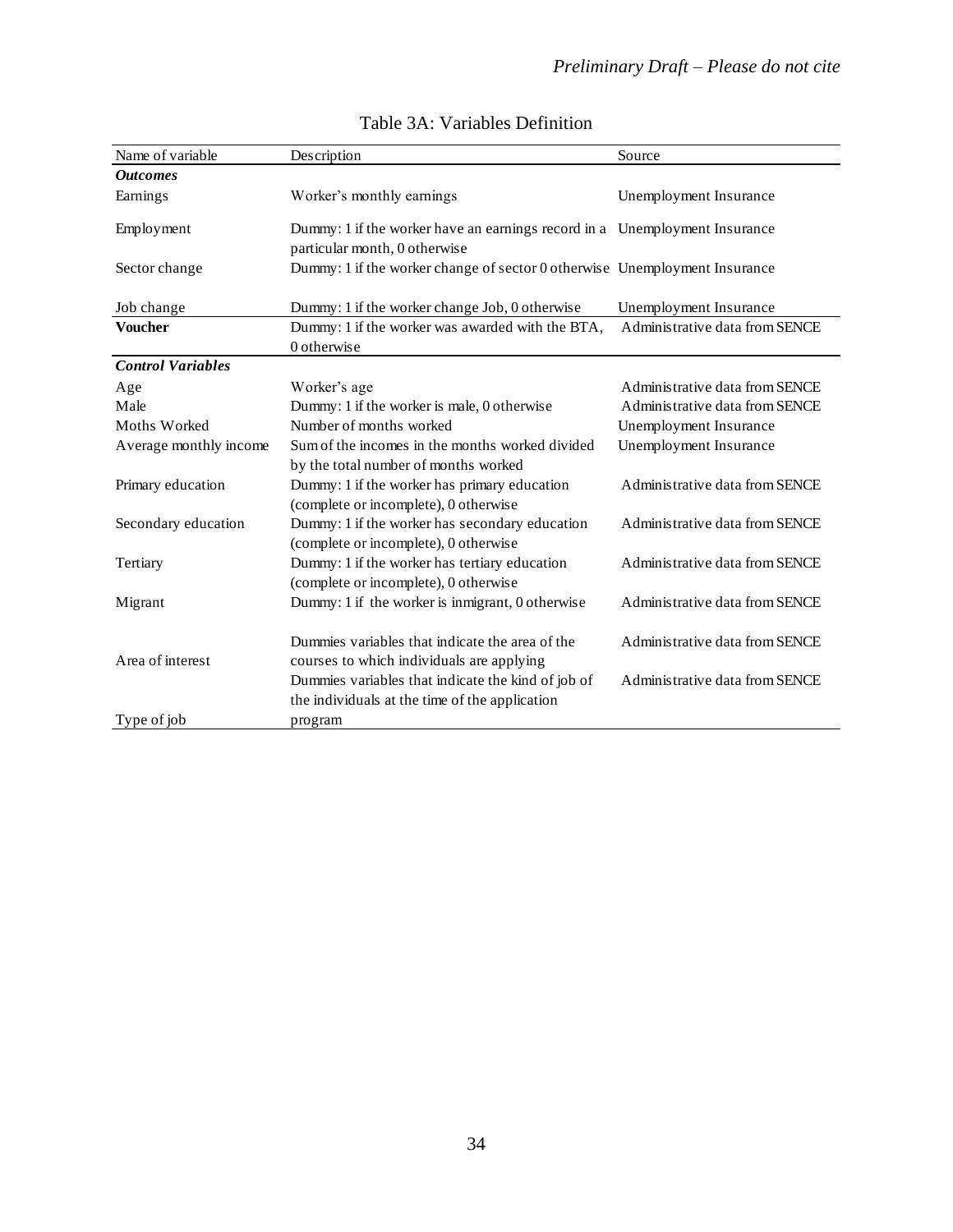Table 3A: Variables Definition

| Name of variable | Description | Source |
|---|---|---|
| ***Outcomes*** | | |
| Earnings | Worker's monthly earnings | Unemployment Insurance |
| Employment | Dummy: 1 if the worker have an earnings record in a particular month, 0 otherwise | Unemployment Insurance |
| Sector change | Dummy: 1 if the worker change of sector 0 otherwise | Unemployment Insurance |
| Job change | Dummy: 1 if the worker change Job, 0 otherwise | Unemployment Insurance |
| **Voucher** | Dummy: 1 if the worker was awarded with the BTA, 0 otherwise | Administrative data from SENCE |
| ***Control Variables*** | | |
| Age | Worker's age | Administrative data from SENCE |
| Male | Dummy: 1 if the worker is male, 0 otherwise | Administrative data from SENCE |
| Moths Worked | Number of months worked | Unemployment Insurance |
| Average monthly income | Sum of the incomes in the months worked divided by the total number of months worked | Unemployment Insurance |
| Primary education | Dummy: 1 if the worker has primary education (complete or incomplete), 0 otherwise | Administrative data from SENCE |
| Secondary education | Dummy: 1 if the worker has secondary education (complete or incomplete), 0 otherwise | Administrative data from SENCE |
| Tertiary | Dummy: 1 if the worker has tertiary education (complete or incomplete), 0 otherwise | Administrative data from SENCE |
| Migrant | Dummy: 1 if the worker is inmigrant, 0 otherwise | Administrative data from SENCE |
| Area of interest | Dummies variables that indicate the area of the courses to which individuals are applying | Administrative data from SENCE |
| Type of job | Dummies variables that indicate the kind of job of the individuals at the time of the application program | Administrative data from SENCE |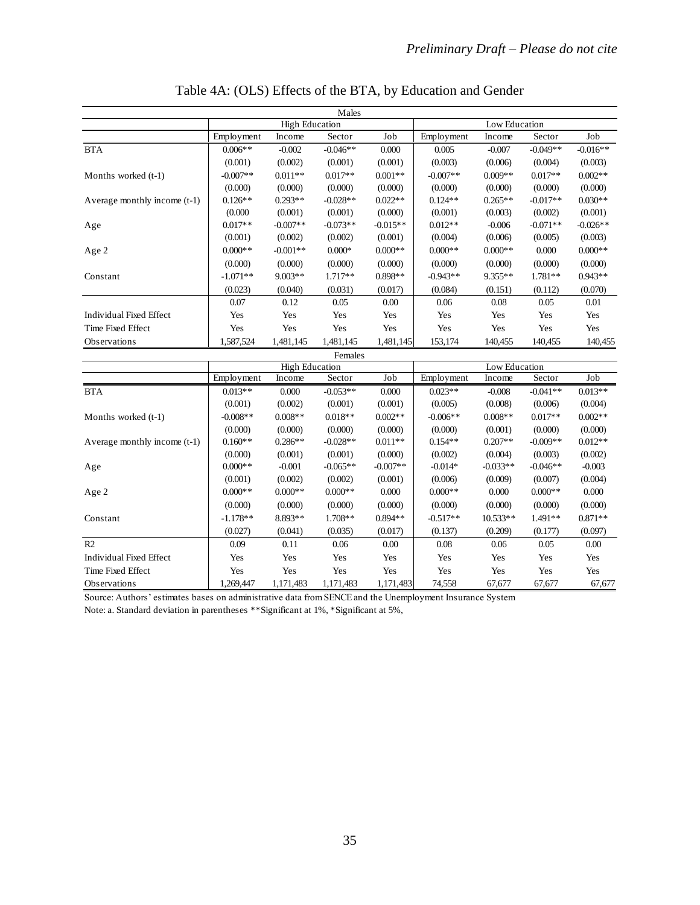# Table 4A: (OLS) Effects of the BTA, by Education and Gender

| | Males | | | | | | | |
|---|---|---|---|---|---|---|---|---|
| | High Education | | | | Low Education | | | |
| | Employment | Income | Sector | Job | Employment | Income | Sector | Job |
| BTA | 0.006** | -0.002 | -0.046** | 0.000 | 0.005 | -0.007 | -0.049** | -0.016** |
| | (0.001) | (0.002) | (0.001) | (0.001) | (0.003) | (0.006) | (0.004) | (0.003) |
| Months worked (t-1) | -0.007** | 0.011** | 0.017** | 0.001** | -0.007** | 0.009** | 0.017** | 0.002** |
| | (0.000) | (0.000) | (0.000) | (0.000) | (0.000) | (0.000) | (0.000) | (0.000) |
| Average monthly income (t-1) | 0.126** | 0.293** | -0.028** | 0.022** | 0.124** | 0.265** | -0.017** | 0.030** |
| | (0.000 | (0.001) | (0.001) | (0.000) | (0.001) | (0.003) | (0.002) | (0.001) |
| Age | 0.017** | -0.007** | -0.073** | -0.015** | 0.012** | -0.006 | -0.071** | -0.026** |
| | (0.001) | (0.002) | (0.002) | (0.001) | (0.004) | (0.006) | (0.005) | (0.003) |
| Age 2 | 0.000** | -0.001** | 0.000* | 0.000** | 0.000** | 0.000** | 0.000 | 0.000** |
| | (0.000) | (0.000) | (0.000) | (0.000) | (0.000) | (0.000) | (0.000) | (0.000) |
| Constant | -1.071** | 9.003** | 1.717** | 0.898** | -0.943** | 9.355** | 1.781** | 0.943** |
| | (0.023) | (0.040) | (0.031) | (0.017) | (0.084) | (0.151) | (0.112) | (0.070) |
| | 0.07 | 0.12 | 0.05 | 0.00 | 0.06 | 0.08 | 0.05 | 0.01 |
| Individual Fixed Effect | Yes | Yes | Yes | Yes | Yes | Yes | Yes | Yes |
| Time Fixed Effect | Yes | Yes | Yes | Yes | Yes | Yes | Yes | Yes |
| Observations | 1,587,524 | 1,481,145 | 1,481,145 | 1,481,145 | 153,174 | 140,455 | 140,455 | 140,455 |
| | Females | | | | | | | |
| | High Education | | | | Low Education | | | |
| | Employment | Income | Sector | Job | Employment | Income | Sector | Job |
| BTA | 0.013** | 0.000 | -0.053** | 0.000 | 0.023** | -0.008 | -0.041** | 0.013** |
| | (0.001) | (0.002) | (0.001) | (0.001) | (0.005) | (0.008) | (0.006) | (0.004) |
| Months worked (t-1) | -0.008** | 0.008** | 0.018** | 0.002** | -0.006** | 0.008** | 0.017** | 0.002** |
| | (0.000) | (0.000) | (0.000) | (0.000) | (0.000) | (0.001) | (0.000) | (0.000) |
| Average monthly income (t-1) | 0.160** | 0.286** | -0.028** | 0.011** | 0.154** | 0.207** | -0.009** | 0.012** |
| | (0.000) | (0.001) | (0.001) | (0.000) | (0.002) | (0.004) | (0.003) | (0.002) |
| Age | 0.000** | -0.001 | -0.065** | -0.007** | -0.014* | -0.033** | -0.046** | -0.003 |
| | (0.001) | (0.002) | (0.002) | (0.001) | (0.006) | (0.009) | (0.007) | (0.004) |
| Age 2 | 0.000** | 0.000** | 0.000** | 0.000 | 0.000** | 0.000 | 0.000** | 0.000 |
| | (0.000) | (0.000) | (0.000) | (0.000) | (0.000) | (0.000) | (0.000) | (0.000) |
| Constant | -1.178** | 8.893** | 1.708** | 0.894** | -0.517** | 10.533** | 1.491** | 0.871** |
| | (0.027) | (0.041) | (0.035) | (0.017) | (0.137) | (0.209) | (0.177) | (0.097) |
| R2 | 0.09 | 0.11 | 0.06 | 0.00 | 0.08 | 0.06 | 0.05 | 0.00 |
| Individual Fixed Effect | Yes | Yes | Yes | Yes | Yes | Yes | Yes | Yes |
| Time Fixed Effect | Yes | Yes | Yes | Yes | Yes | Yes | Yes | Yes |
| Observations | 1,269,447 | 1,171,483 | 1,171,483 | 1,171,483 | 74,558 | 67,677 | 67,677 | 67,677 |

Source: Authors' estimates bases on administrative data from SENCE and the Unemployment Insurance System

Note: a. Standard deviation in parentheses **Significant at 1%, *Significant at 5%,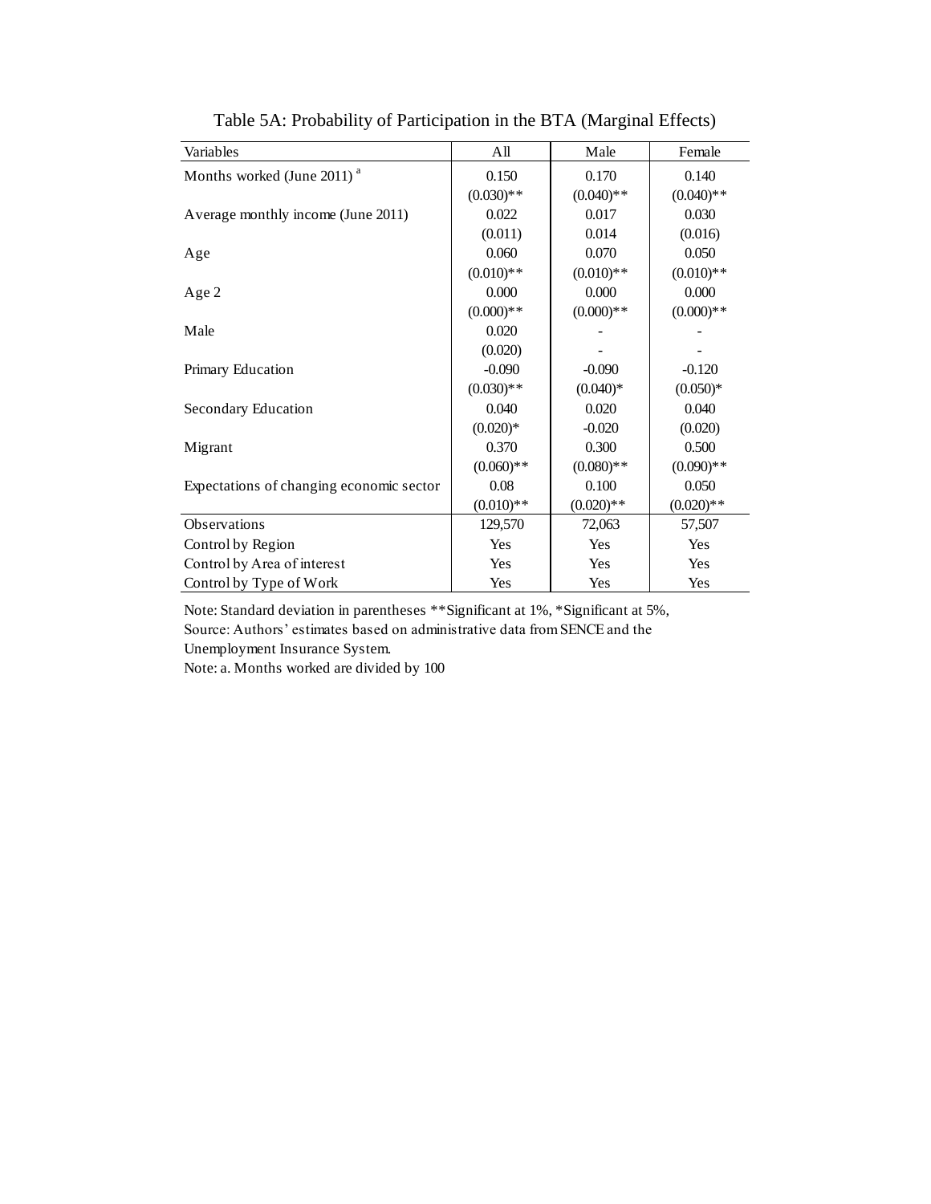Table 5A: Probability of Participation in the BTA (Marginal Effects)

| Variables | All | Male | Female |
|---|---|---|---|
| Months worked (June 2011) [a] | 0.150 | 0.170 | 0.140 |
| | (0.030)** | (0.040)** | (0.040)** |
| Average monthly income (June 2011) | 0.022 | 0.017 | 0.030 |
| | (0.011) | 0.014 | (0.016) |
| Age | 0.060 | 0.070 | 0.050 |
| | (0.010)** | (0.010)** | (0.010)** |
| Age 2 | 0.000 | 0.000 | 0.000 |
| | (0.000)** | (0.000)** | (0.000)** |
| Male | 0.020 | - | - |
| | (0.020) | - | - |
| Primary Education | -0.090 | -0.090 | -0.120 |
| | (0.030)** | (0.040)* | (0.050)* |
| Secondary Education | 0.040 | 0.020 | 0.040 |
| | (0.020)* | -0.020 | (0.020) |
| Migrant | 0.370 | 0.300 | 0.500 |
| | (0.060)** | (0.080)** | (0.090)** |
| Expectations of changing economic sector | 0.08 | 0.100 | 0.050 |
| | (0.010)** | (0.020)** | (0.020)** |
| Observations | 129,570 | 72,063 | 57,507 |
| Control by Region | Yes | Yes | Yes |
| Control by Area of interest | Yes | Yes | Yes |
| Control by Type of Work | Yes | Yes | Yes |

Note: Standard deviation in parentheses **Significant at 1%, *Significant at 5%,
Source: Authors' estimates based on administrative data from SENCE and the Unemployment Insurance System.
Note: a. Months worked are divided by 100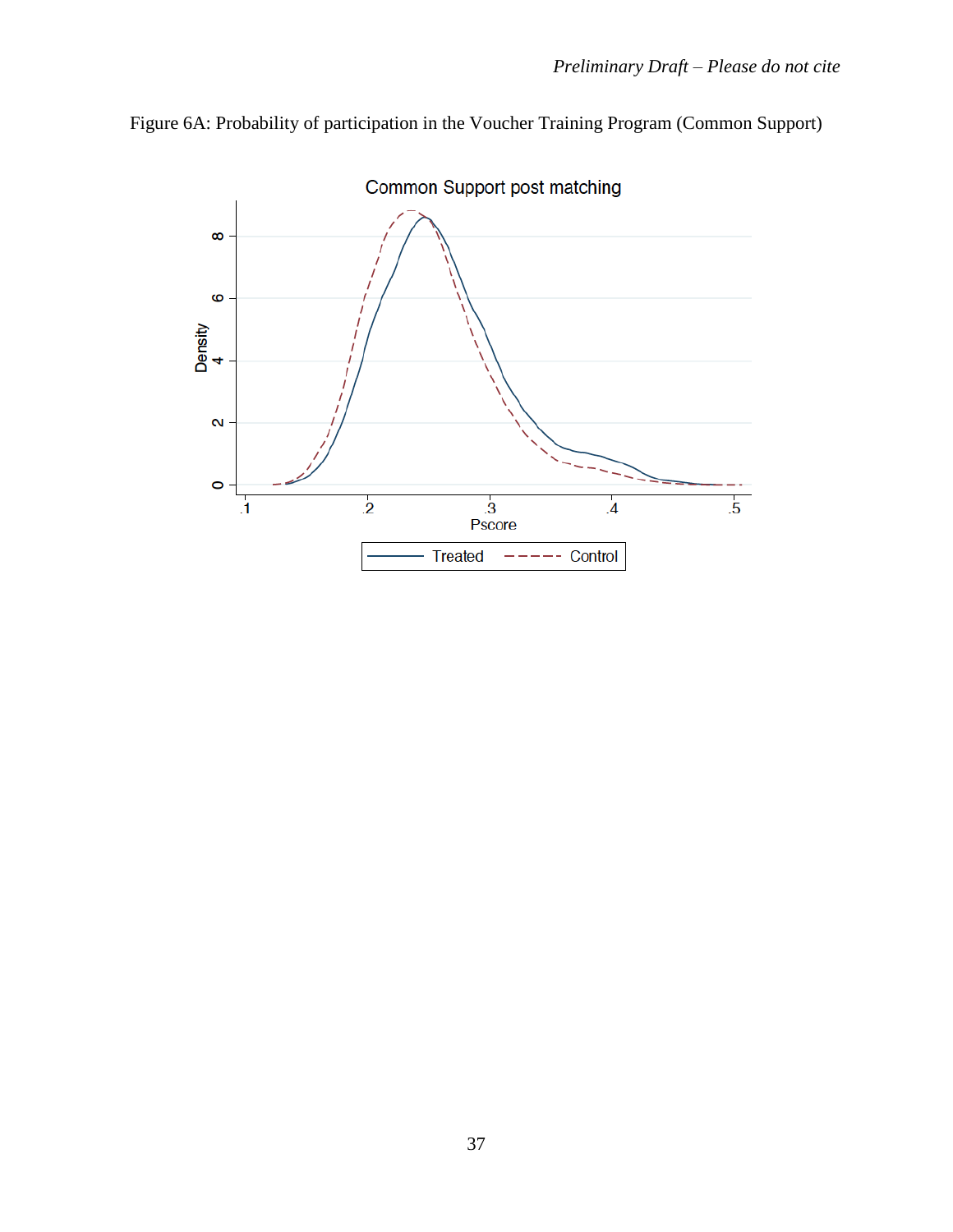Figure 6A: Probability of participation in the Voucher Training Program (Common Support)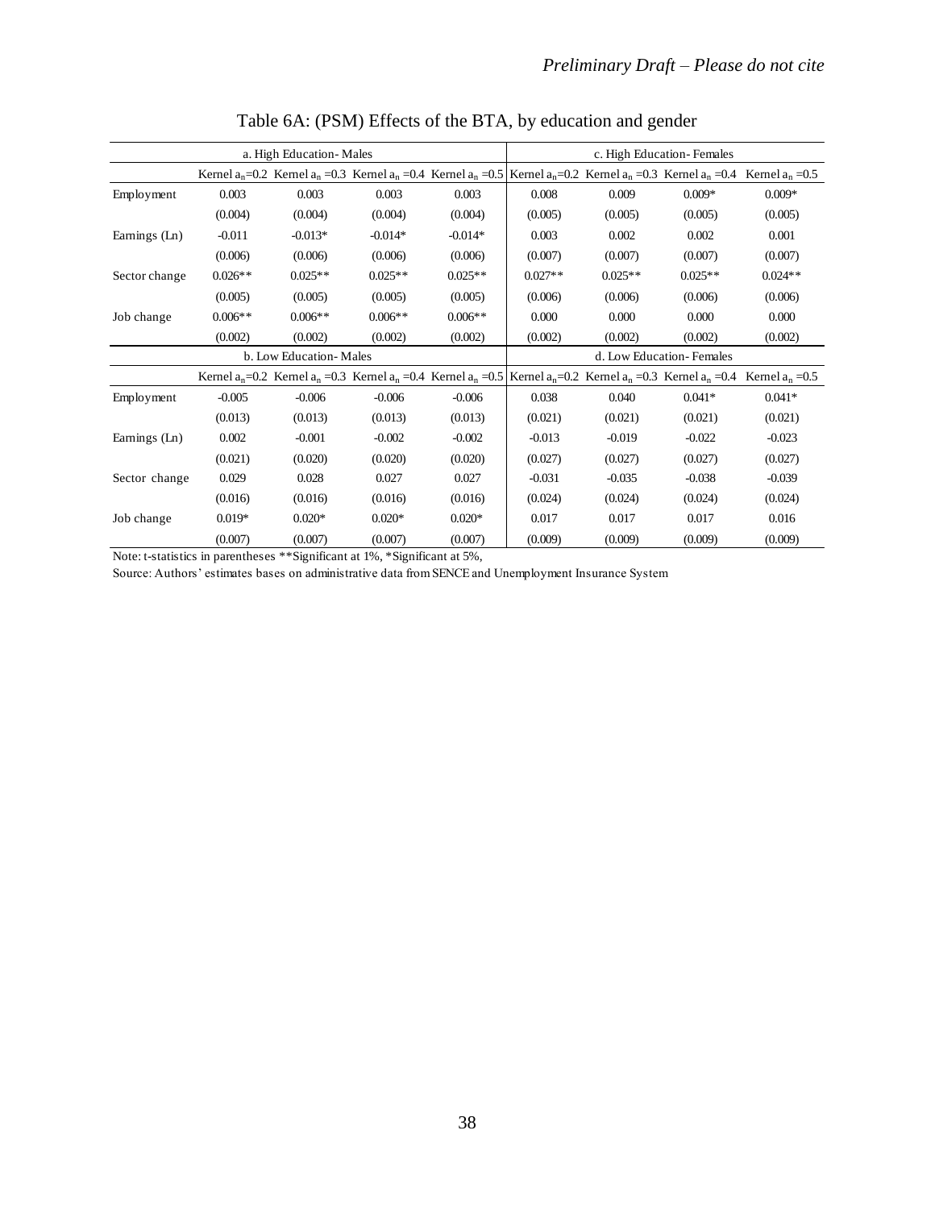Table 6A: (PSM) Effects of the BTA, by education and gender

| | a. High Education- Males | | | | c. High Education- Females | | | |
|---|---|---|---|---|---|---|---|---|
| | Kernel $a_n$=0.2 | Kernel $a_n$ =0.3 | Kernel $a_n$ =0.4 | Kernel $a_n$ =0.5 | Kernel $a_n$=0.2 | Kernel $a_n$ =0.3 | Kernel $a_n$ =0.4 | Kernel $a_n$ =0.5 |
| Employment | 0.003 | 0.003 | 0.003 | 0.003 | 0.008 | 0.009 | 0.009* | 0.009* |
| | (0.004) | (0.004) | (0.004) | (0.004) | (0.005) | (0.005) | (0.005) | (0.005) |
| Earnings (Ln) | -0.011 | -0.013* | -0.014* | -0.014* | 0.003 | 0.002 | 0.002 | 0.001 |
| | (0.006) | (0.006) | (0.006) | (0.006) | (0.007) | (0.007) | (0.007) | (0.007) |
| Sector change | 0.026** | 0.025** | 0.025** | 0.025** | 0.027** | 0.025** | 0.025** | 0.024** |
| | (0.005) | (0.005) | (0.005) | (0.005) | (0.006) | (0.006) | (0.006) | (0.006) |
| Job change | 0.006** | 0.006** | 0.006** | 0.006** | 0.000 | 0.000 | 0.000 | 0.000 |
| | (0.002) | (0.002) | (0.002) | (0.002) | (0.002) | (0.002) | (0.002) | (0.002) |
| | b. Low Education- Males | | | | d. Low Education- Females | | | |
| | Kernel $a_n$=0.2 | Kernel $a_n$ =0.3 | Kernel $a_n$ =0.4 | Kernel $a_n$ =0.5 | Kernel $a_n$=0.2 | Kernel $a_n$ =0.3 | Kernel $a_n$ =0.4 | Kernel $a_n$ =0.5 |
| Employment | -0.005 | -0.006 | -0.006 | -0.006 | 0.038 | 0.040 | 0.041* | 0.041* |
| | (0.013) | (0.013) | (0.013) | (0.013) | (0.021) | (0.021) | (0.021) | (0.021) |
| Earnings (Ln) | 0.002 | -0.001 | -0.002 | -0.002 | -0.013 | -0.019 | -0.022 | -0.023 |
| | (0.021) | (0.020) | (0.020) | (0.020) | (0.027) | (0.027) | (0.027) | (0.027) |
| Sector change | 0.029 | 0.028 | 0.027 | 0.027 | -0.031 | -0.035 | -0.038 | -0.039 |
| | (0.016) | (0.016) | (0.016) | (0.016) | (0.024) | (0.024) | (0.024) | (0.024) |
| Job change | 0.019* | 0.020* | 0.020* | 0.020* | 0.017 | 0.017 | 0.017 | 0.016 |
| | (0.007) | (0.007) | (0.007) | (0.007) | (0.009) | (0.009) | (0.009) | (0.009) |

Note: t-statistics in parentheses **Significant at 1%, *Significant at 5%,

Source: Authors' estimates bases on administrative data from SENCE and Unemployment Insurance System